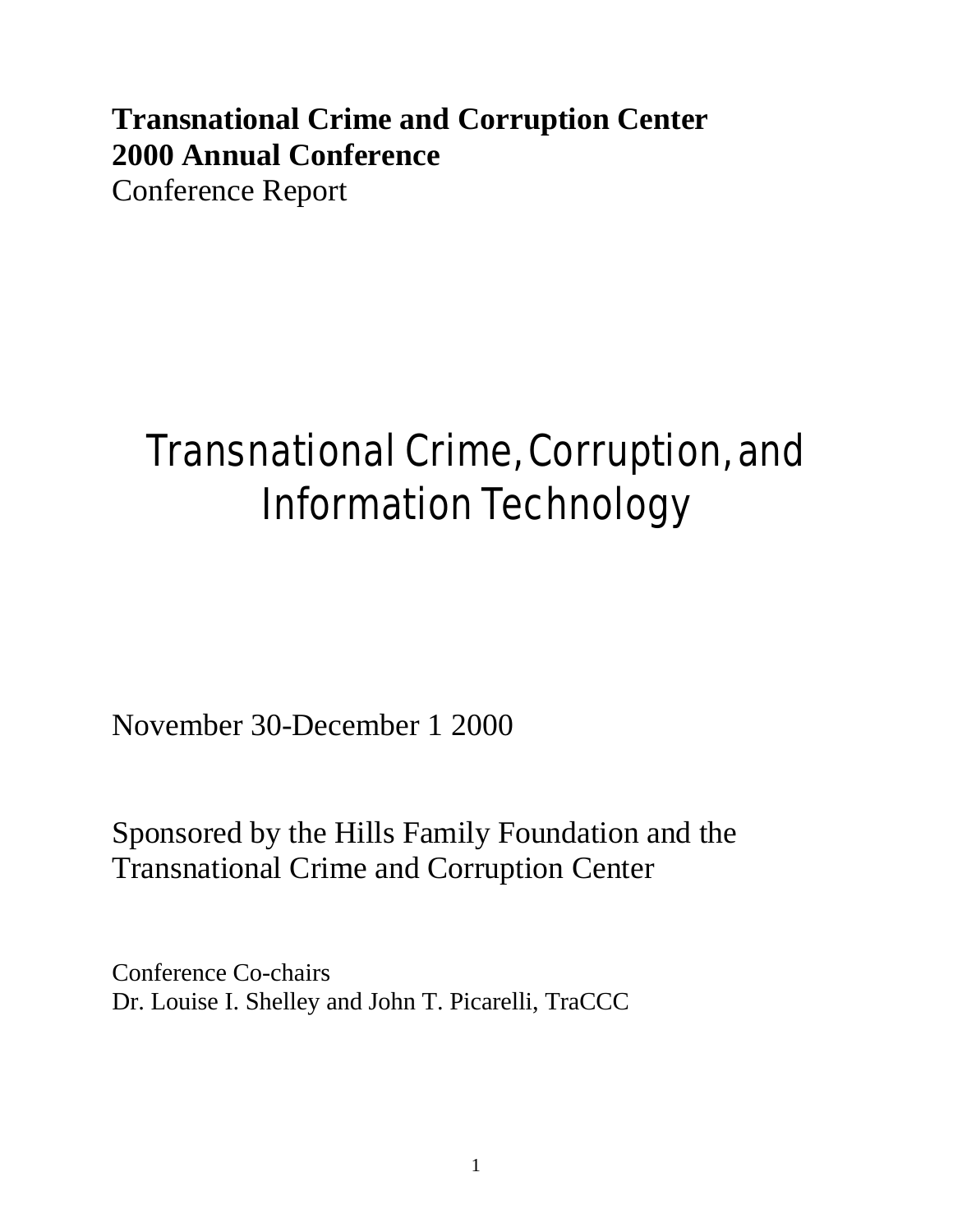**Transnational Crime and Corruption Center**
**2000 Annual Conference**
Conference Report

# Transnational Crime, Corruption, and Information Technology

November 30-December 1 2000

Sponsored by the Hills Family Foundation and the Transnational Crime and Corruption Center

Conference Co-chairs
Dr. Louise I. Shelley and John T. Picarelli, TraCCC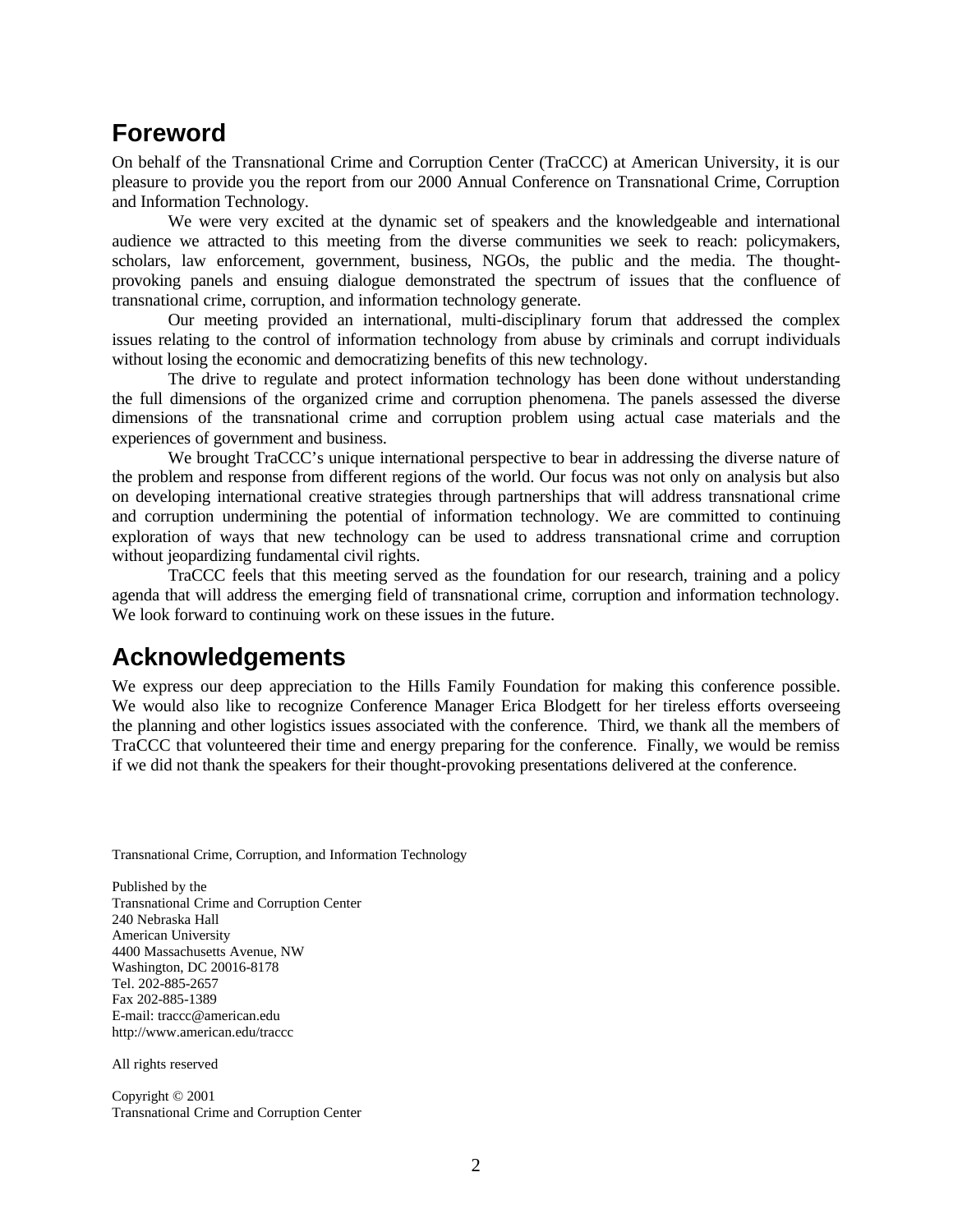## Foreword

On behalf of the Transnational Crime and Corruption Center (TraCCC) at American University, it is our pleasure to provide you the report from our 2000 Annual Conference on Transnational Crime, Corruption and Information Technology.

We were very excited at the dynamic set of speakers and the knowledgeable and international audience we attracted to this meeting from the diverse communities we seek to reach: policymakers, scholars, law enforcement, government, business, NGOs, the public and the media. The thought-provoking panels and ensuing dialogue demonstrated the spectrum of issues that the confluence of transnational crime, corruption, and information technology generate.

Our meeting provided an international, multi-disciplinary forum that addressed the complex issues relating to the control of information technology from abuse by criminals and corrupt individuals without losing the economic and democratizing benefits of this new technology.

The drive to regulate and protect information technology has been done without understanding the full dimensions of the organized crime and corruption phenomena. The panels assessed the diverse dimensions of the transnational crime and corruption problem using actual case materials and the experiences of government and business.

We brought TraCCC's unique international perspective to bear in addressing the diverse nature of the problem and response from different regions of the world. Our focus was not only on analysis but also on developing international creative strategies through partnerships that will address transnational crime and corruption undermining the potential of information technology. We are committed to continuing exploration of ways that new technology can be used to address transnational crime and corruption without jeopardizing fundamental civil rights.

TraCCC feels that this meeting served as the foundation for our research, training and a policy agenda that will address the emerging field of transnational crime, corruption and information technology. We look forward to continuing work on these issues in the future.

## Acknowledgements

We express our deep appreciation to the Hills Family Foundation for making this conference possible. We would also like to recognize Conference Manager Erica Blodgett for her tireless efforts overseeing the planning and other logistics issues associated with the conference. Third, we thank all the members of TraCCC that volunteered their time and energy preparing for the conference. Finally, we would be remiss if we did not thank the speakers for their thought-provoking presentations delivered at the conference.

Transnational Crime, Corruption, and Information Technology

Published by the
Transnational Crime and Corruption Center
240 Nebraska Hall
American University
4400 Massachusetts Avenue, NW
Washington, DC 20016-8178
Tel. 202-885-2657
Fax 202-885-1389
E-mail: traccc@american.edu
http://www.american.edu/traccc

All rights reserved

Copyright © 2001
Transnational Crime and Corruption Center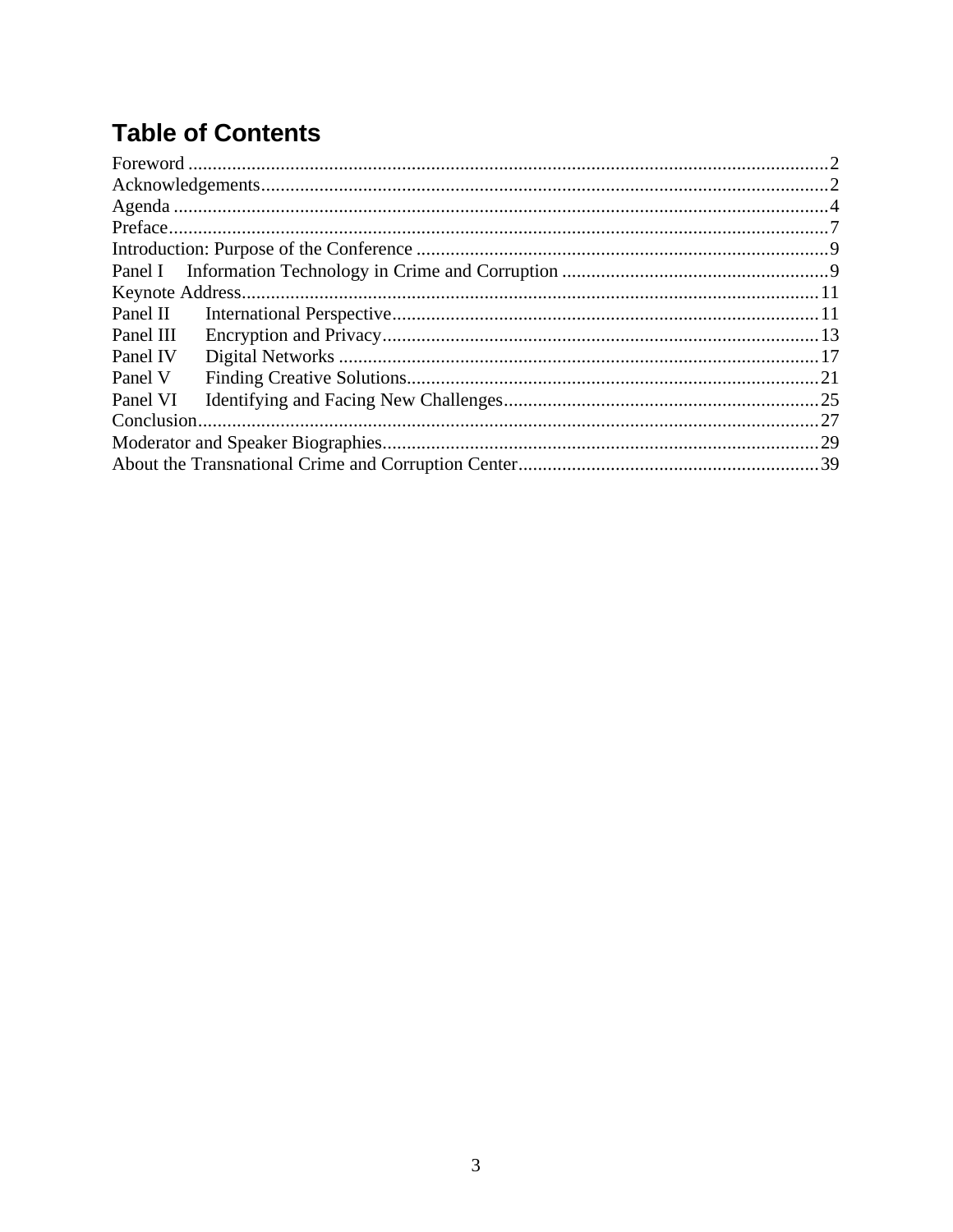# Table of Contents

Foreword ....................................................................................................................2
Acknowledgements....................................................................................................2
Agenda .......................................................................................................................4
Preface........................................................................................................................7
Introduction: Purpose of the Conference .....................................................................9
Panel I Information Technology in Crime and Corruption .......................................9
Keynote Address.......................................................................................................11
Panel II International Perspective........................................................................11
Panel III Encryption and Privacy..........................................................................13
Panel IV Digital Networks ...................................................................................17
Panel V Finding Creative Solutions.....................................................................21
Panel VI Identifying and Facing New Challenges.................................................25
Conclusion................................................................................................................27
Moderator and Speaker Biographies..........................................................................29
About the Transnational Crime and Corruption Center..............................................39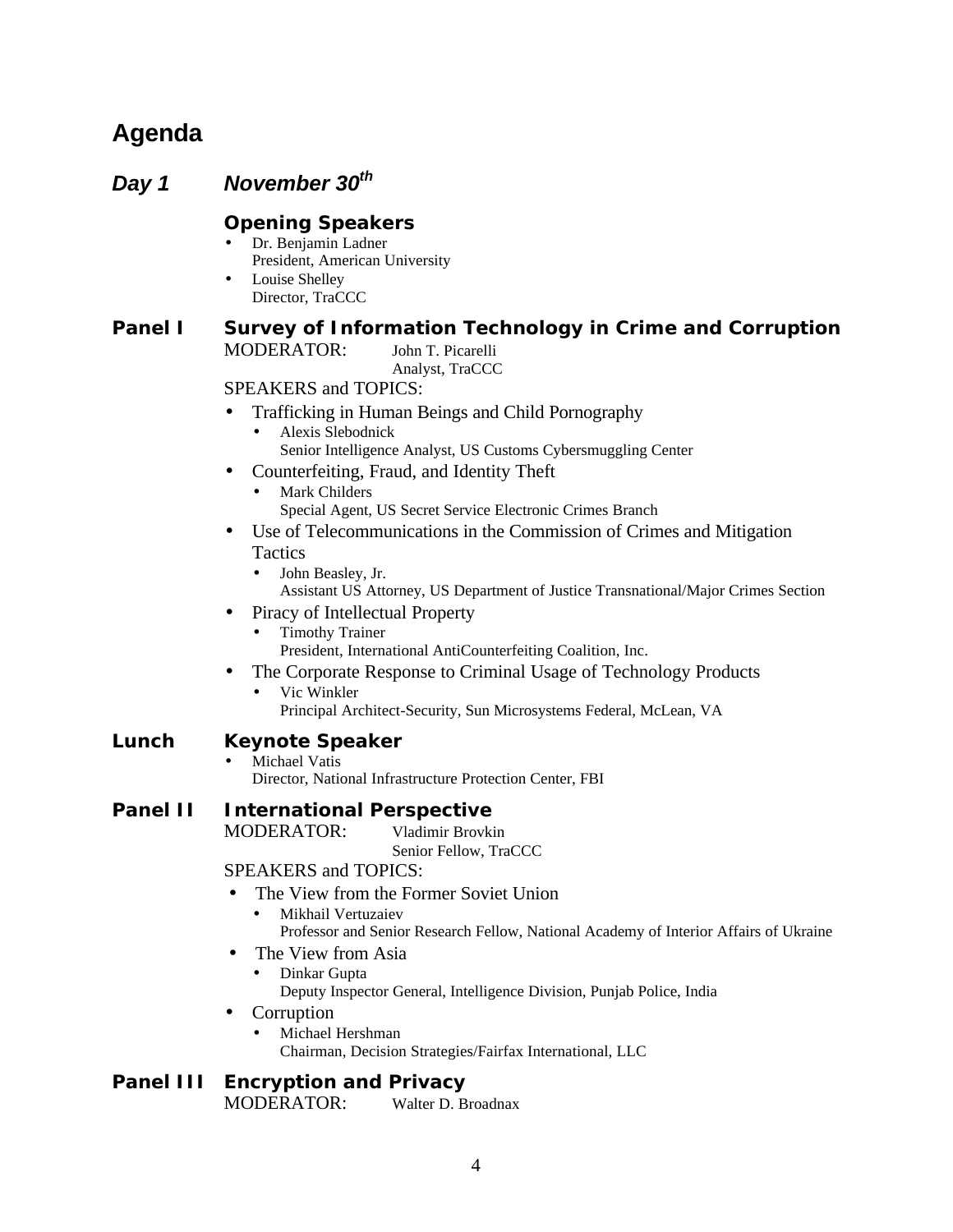# Agenda

## *Day 1 November 30th*

### Opening Speakers

- Dr. Benjamin Ladner
  President, American University
- Louise Shelley
  Director, TraCCC

### Panel I Survey of Information Technology in Crime and Corruption

MODERATOR: John T. Picarelli
Analyst, TraCCC

SPEAKERS and TOPICS:

- Trafficking in Human Beings and Child Pornography
  - Alexis Slebodnick
    Senior Intelligence Analyst, US Customs Cybersmuggling Center
- Counterfeiting, Fraud, and Identity Theft
  - Mark Childers
    Special Agent, US Secret Service Electronic Crimes Branch
- Use of Telecommunications in the Commission of Crimes and Mitigation Tactics
  - John Beasley, Jr.
    Assistant US Attorney, US Department of Justice Transnational/Major Crimes Section
- Piracy of Intellectual Property
  - Timothy Trainer
    President, International AntiCounterfeiting Coalition, Inc.
- The Corporate Response to Criminal Usage of Technology Products
  - Vic Winkler
    Principal Architect-Security, Sun Microsystems Federal, McLean, VA

### Lunch Keynote Speaker

- Michael Vatis
  Director, National Infrastructure Protection Center, FBI

### Panel II International Perspective

MODERATOR: Vladimir Brovkin
Senior Fellow, TraCCC

SPEAKERS and TOPICS:

- The View from the Former Soviet Union
  - Mikhail Vertuzaiev
    Professor and Senior Research Fellow, National Academy of Interior Affairs of Ukraine
- The View from Asia
  - Dinkar Gupta
    Deputy Inspector General, Intelligence Division, Punjab Police, India
- Corruption
  - Michael Hershman
    Chairman, Decision Strategies/Fairfax International, LLC

### Panel III Encryption and Privacy

MODERATOR: Walter D. Broadnax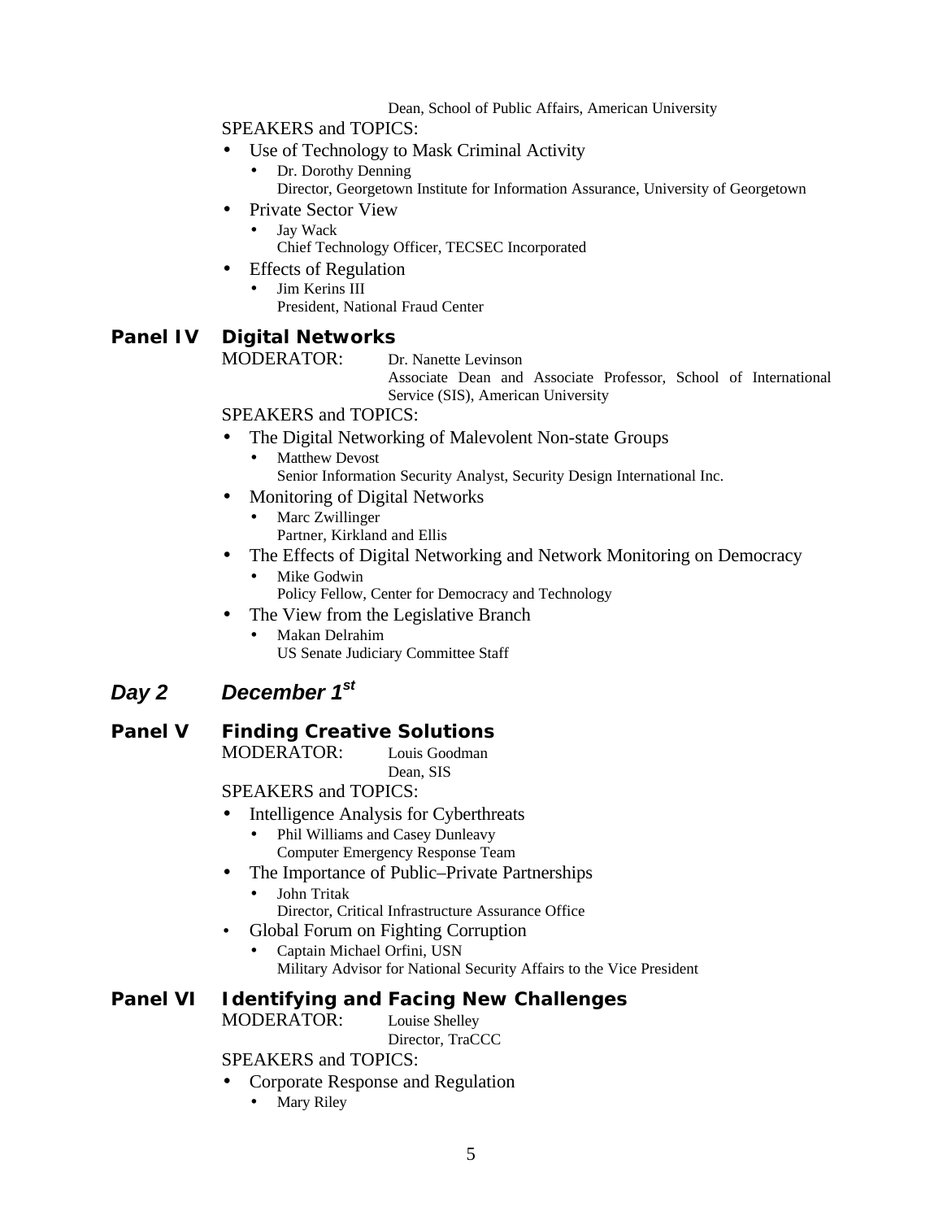Dean, School of Public Affairs, American University

SPEAKERS and TOPICS:

- Use of Technology to Mask Criminal Activity
  - Dr. Dorothy Denning
    Director, Georgetown Institute for Information Assurance, University of Georgetown
- Private Sector View
  - Jay Wack
    Chief Technology Officer, TECSEC Incorporated
- Effects of Regulation
  - Jim Kerins III
    President, National Fraud Center

## Panel IV Digital Networks

MODERATOR: Dr. Nanette Levinson
Associate Dean and Associate Professor, School of International Service (SIS), American University

SPEAKERS and TOPICS:

- The Digital Networking of Malevolent Non-state Groups
  - Matthew Devost
    Senior Information Security Analyst, Security Design International Inc.
- Monitoring of Digital Networks
  - Marc Zwillinger
    Partner, Kirkland and Ellis
- The Effects of Digital Networking and Network Monitoring on Democracy
  - Mike Godwin
    Policy Fellow, Center for Democracy and Technology
- The View from the Legislative Branch
  - Makan Delrahim
    US Senate Judiciary Committee Staff

## *Day 2 December 1st*

## Panel V Finding Creative Solutions

MODERATOR: Louis Goodman
Dean, SIS

SPEAKERS and TOPICS:

- Intelligence Analysis for Cyberthreats
  - Phil Williams and Casey Dunleavy
    Computer Emergency Response Team
- The Importance of Public–Private Partnerships
  - John Tritak
    Director, Critical Infrastructure Assurance Office
- Global Forum on Fighting Corruption
  - Captain Michael Orfini, USN
    Military Advisor for National Security Affairs to the Vice President

## Panel VI Identifying and Facing New Challenges

MODERATOR: Louise Shelley
Director, TraCCC

SPEAKERS and TOPICS:

- Corporate Response and Regulation
  - Mary Riley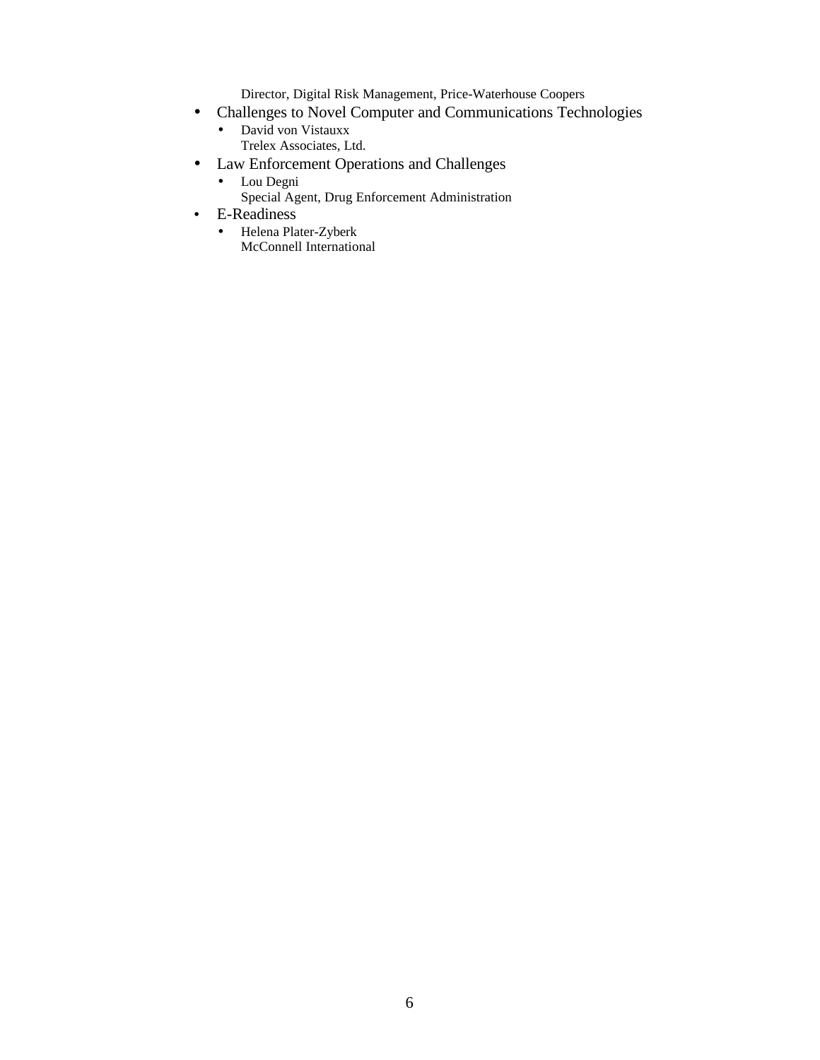Director, Digital Risk Management, Price-Waterhouse Coopers

- Challenges to Novel Computer and Communications Technologies
  - David von Vistauxx
    Trelex Associates, Ltd.
- Law Enforcement Operations and Challenges
  - Lou Degni
    Special Agent, Drug Enforcement Administration
- E-Readiness
  - Helena Plater-Zyberk
    McConnell International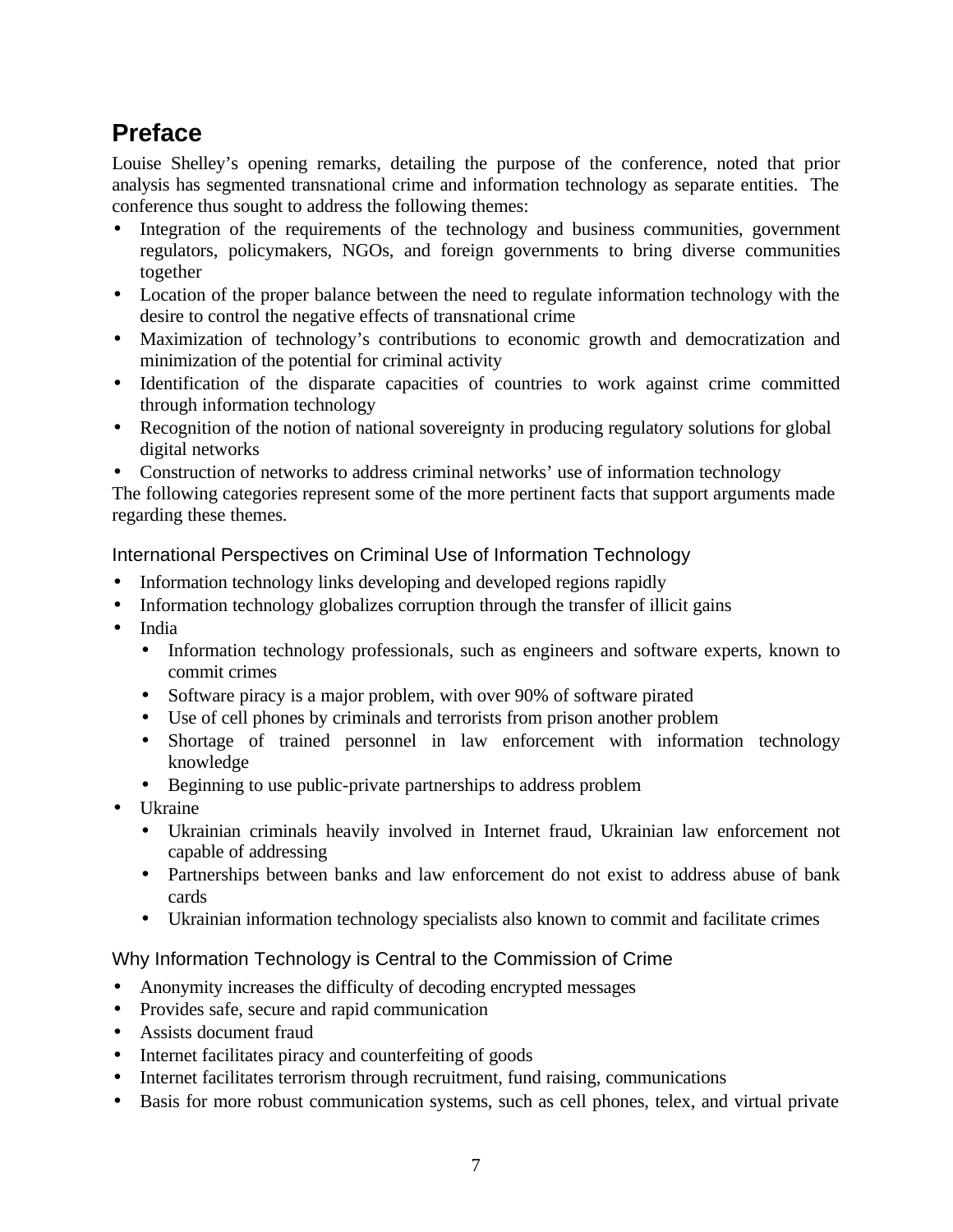# Preface

Louise Shelley's opening remarks, detailing the purpose of the conference, noted that prior analysis has segmented transnational crime and information technology as separate entities. The conference thus sought to address the following themes:

- Integration of the requirements of the technology and business communities, government regulators, policymakers, NGOs, and foreign governments to bring diverse communities together
- Location of the proper balance between the need to regulate information technology with the desire to control the negative effects of transnational crime
- Maximization of technology's contributions to economic growth and democratization and minimization of the potential for criminal activity
- Identification of the disparate capacities of countries to work against crime committed through information technology
- Recognition of the notion of national sovereignty in producing regulatory solutions for global digital networks
- Construction of networks to address criminal networks' use of information technology

The following categories represent some of the more pertinent facts that support arguments made regarding these themes.

## International Perspectives on Criminal Use of Information Technology

- Information technology links developing and developed regions rapidly
- Information technology globalizes corruption through the transfer of illicit gains
- India
  - Information technology professionals, such as engineers and software experts, known to commit crimes
  - Software piracy is a major problem, with over 90% of software pirated
  - Use of cell phones by criminals and terrorists from prison another problem
  - Shortage of trained personnel in law enforcement with information technology knowledge
  - Beginning to use public-private partnerships to address problem
- Ukraine
  - Ukrainian criminals heavily involved in Internet fraud, Ukrainian law enforcement not capable of addressing
  - Partnerships between banks and law enforcement do not exist to address abuse of bank cards
  - Ukrainian information technology specialists also known to commit and facilitate crimes

## Why Information Technology is Central to the Commission of Crime

- Anonymity increases the difficulty of decoding encrypted messages
- Provides safe, secure and rapid communication
- Assists document fraud
- Internet facilitates piracy and counterfeiting of goods
- Internet facilitates terrorism through recruitment, fund raising, communications
- Basis for more robust communication systems, such as cell phones, telex, and virtual private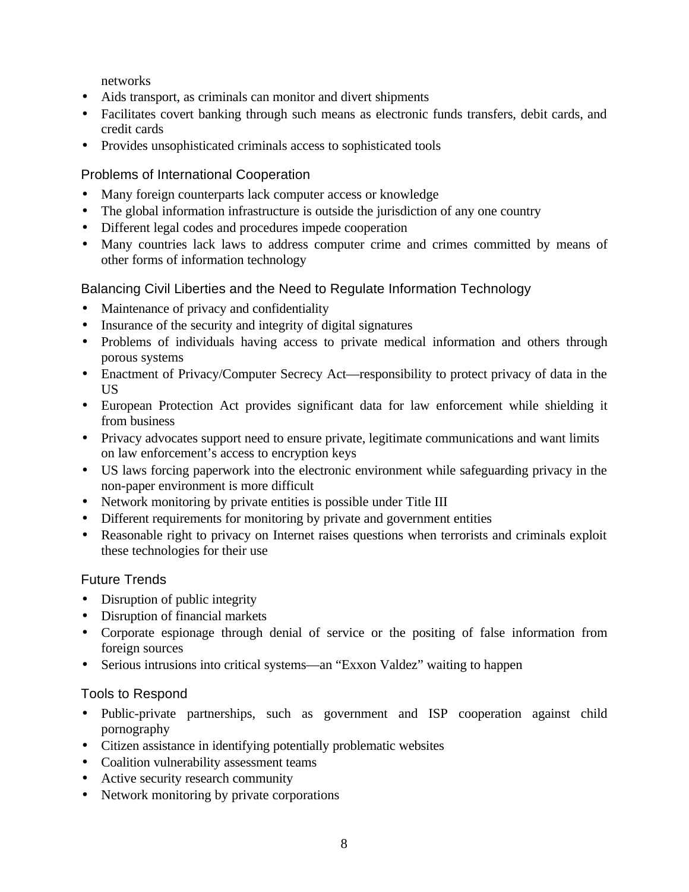networks

- Aids transport, as criminals can monitor and divert shipments
- Facilitates covert banking through such means as electronic funds transfers, debit cards, and credit cards
- Provides unsophisticated criminals access to sophisticated tools

### Problems of International Cooperation

- Many foreign counterparts lack computer access or knowledge
- The global information infrastructure is outside the jurisdiction of any one country
- Different legal codes and procedures impede cooperation
- Many countries lack laws to address computer crime and crimes committed by means of other forms of information technology

### Balancing Civil Liberties and the Need to Regulate Information Technology

- Maintenance of privacy and confidentiality
- Insurance of the security and integrity of digital signatures
- Problems of individuals having access to private medical information and others through porous systems
- Enactment of Privacy/Computer Secrecy Act—responsibility to protect privacy of data in the US
- European Protection Act provides significant data for law enforcement while shielding it from business
- Privacy advocates support need to ensure private, legitimate communications and want limits on law enforcement's access to encryption keys
- US laws forcing paperwork into the electronic environment while safeguarding privacy in the non-paper environment is more difficult
- Network monitoring by private entities is possible under Title III
- Different requirements for monitoring by private and government entities
- Reasonable right to privacy on Internet raises questions when terrorists and criminals exploit these technologies for their use

### Future Trends

- Disruption of public integrity
- Disruption of financial markets
- Corporate espionage through denial of service or the positing of false information from foreign sources
- Serious intrusions into critical systems—an "Exxon Valdez" waiting to happen

### Tools to Respond

- Public-private partnerships, such as government and ISP cooperation against child pornography
- Citizen assistance in identifying potentially problematic websites
- Coalition vulnerability assessment teams
- Active security research community
- Network monitoring by private corporations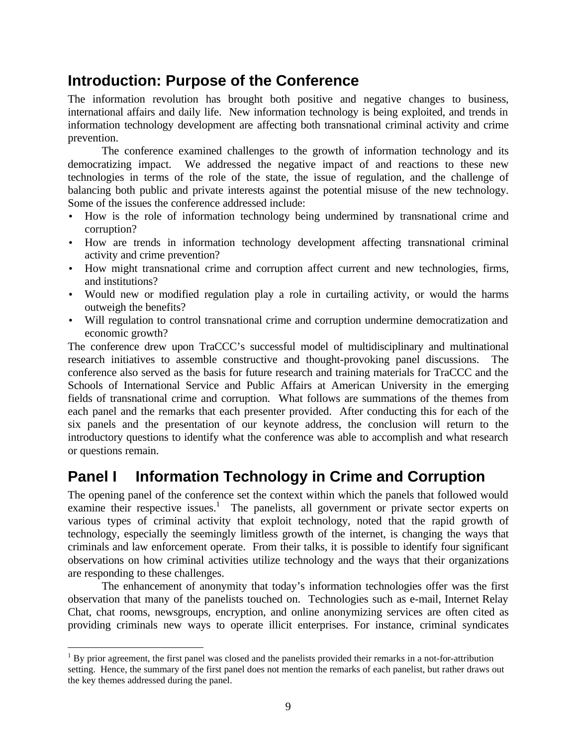## Introduction: Purpose of the Conference

The information revolution has brought both positive and negative changes to business, international affairs and daily life. New information technology is being exploited, and trends in information technology development are affecting both transnational criminal activity and crime prevention.

The conference examined challenges to the growth of information technology and its democratizing impact. We addressed the negative impact of and reactions to these new technologies in terms of the role of the state, the issue of regulation, and the challenge of balancing both public and private interests against the potential misuse of the new technology. Some of the issues the conference addressed include:

- How is the role of information technology being undermined by transnational crime and corruption?
- How are trends in information technology development affecting transnational criminal activity and crime prevention?
- How might transnational crime and corruption affect current and new technologies, firms, and institutions?
- Would new or modified regulation play a role in curtailing activity, or would the harms outweigh the benefits?
- Will regulation to control transnational crime and corruption undermine democratization and economic growth?

The conference drew upon TraCCC's successful model of multidisciplinary and multinational research initiatives to assemble constructive and thought-provoking panel discussions. The conference also served as the basis for future research and training materials for TraCCC and the Schools of International Service and Public Affairs at American University in the emerging fields of transnational crime and corruption. What follows are summations of the themes from each panel and the remarks that each presenter provided. After conducting this for each of the six panels and the presentation of our keynote address, the conclusion will return to the introductory questions to identify what the conference was able to accomplish and what research or questions remain.

## Panel I Information Technology in Crime and Corruption

The opening panel of the conference set the context within which the panels that followed would examine their respective issues.[1] The panelists, all government or private sector experts on various types of criminal activity that exploit technology, noted that the rapid growth of technology, especially the seemingly limitless growth of the internet, is changing the ways that criminals and law enforcement operate. From their talks, it is possible to identify four significant observations on how criminal activities utilize technology and the ways that their organizations are responding to these challenges.

The enhancement of anonymity that today's information technologies offer was the first observation that many of the panelists touched on. Technologies such as e-mail, Internet Relay Chat, chat rooms, newsgroups, encryption, and online anonymizing services are often cited as providing criminals new ways to operate illicit enterprises. For instance, criminal syndicates

---

[1] By prior agreement, the first panel was closed and the panelists provided their remarks in a not-for-attribution setting. Hence, the summary of the first panel does not mention the remarks of each panelist, but rather draws out the key themes addressed during the panel.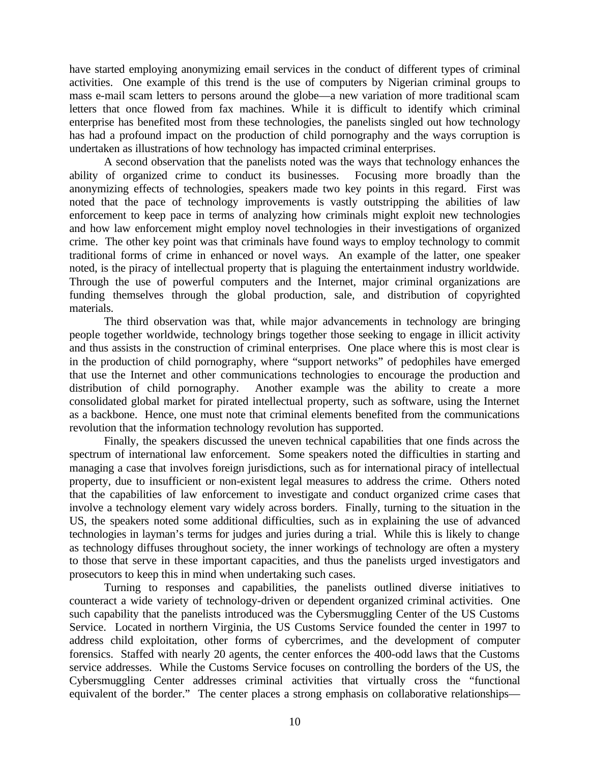have started employing anonymizing email services in the conduct of different types of criminal activities. One example of this trend is the use of computers by Nigerian criminal groups to mass e-mail scam letters to persons around the globe—a new variation of more traditional scam letters that once flowed from fax machines. While it is difficult to identify which criminal enterprise has benefited most from these technologies, the panelists singled out how technology has had a profound impact on the production of child pornography and the ways corruption is undertaken as illustrations of how technology has impacted criminal enterprises.

A second observation that the panelists noted was the ways that technology enhances the ability of organized crime to conduct its businesses. Focusing more broadly than the anonymizing effects of technologies, speakers made two key points in this regard. First was noted that the pace of technology improvements is vastly outstripping the abilities of law enforcement to keep pace in terms of analyzing how criminals might exploit new technologies and how law enforcement might employ novel technologies in their investigations of organized crime. The other key point was that criminals have found ways to employ technology to commit traditional forms of crime in enhanced or novel ways. An example of the latter, one speaker noted, is the piracy of intellectual property that is plaguing the entertainment industry worldwide. Through the use of powerful computers and the Internet, major criminal organizations are funding themselves through the global production, sale, and distribution of copyrighted materials.

The third observation was that, while major advancements in technology are bringing people together worldwide, technology brings together those seeking to engage in illicit activity and thus assists in the construction of criminal enterprises. One place where this is most clear is in the production of child pornography, where "support networks" of pedophiles have emerged that use the Internet and other communications technologies to encourage the production and distribution of child pornography. Another example was the ability to create a more consolidated global market for pirated intellectual property, such as software, using the Internet as a backbone. Hence, one must note that criminal elements benefited from the communications revolution that the information technology revolution has supported.

Finally, the speakers discussed the uneven technical capabilities that one finds across the spectrum of international law enforcement. Some speakers noted the difficulties in starting and managing a case that involves foreign jurisdictions, such as for international piracy of intellectual property, due to insufficient or non-existent legal measures to address the crime. Others noted that the capabilities of law enforcement to investigate and conduct organized crime cases that involve a technology element vary widely across borders. Finally, turning to the situation in the US, the speakers noted some additional difficulties, such as in explaining the use of advanced technologies in layman's terms for judges and juries during a trial. While this is likely to change as technology diffuses throughout society, the inner workings of technology are often a mystery to those that serve in these important capacities, and thus the panelists urged investigators and prosecutors to keep this in mind when undertaking such cases.

Turning to responses and capabilities, the panelists outlined diverse initiatives to counteract a wide variety of technology-driven or dependent organized criminal activities. One such capability that the panelists introduced was the Cybersmuggling Center of the US Customs Service. Located in northern Virginia, the US Customs Service founded the center in 1997 to address child exploitation, other forms of cybercrimes, and the development of computer forensics. Staffed with nearly 20 agents, the center enforces the 400-odd laws that the Customs service addresses. While the Customs Service focuses on controlling the borders of the US, the Cybersmuggling Center addresses criminal activities that virtually cross the "functional equivalent of the border." The center places a strong emphasis on collaborative relationships—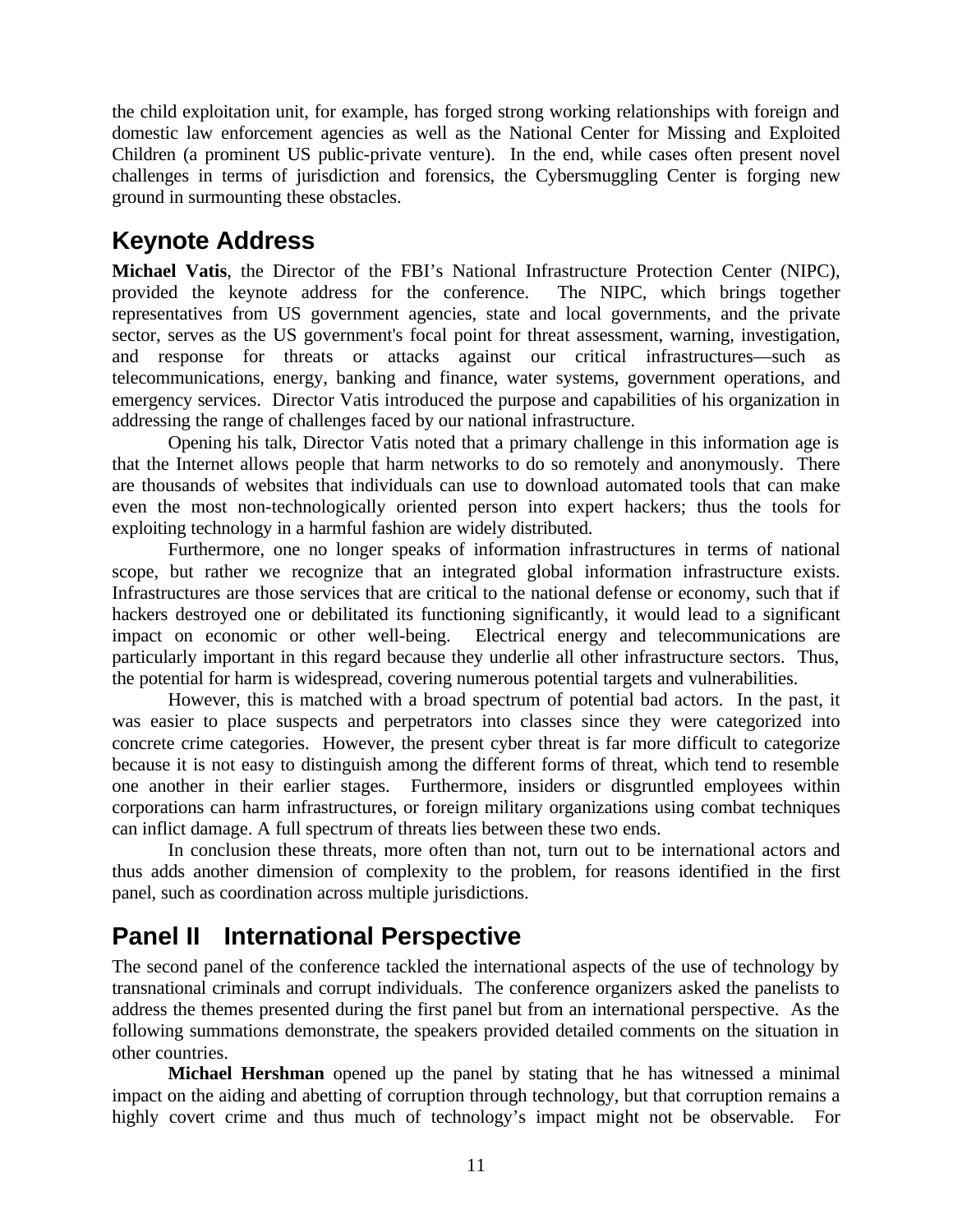the child exploitation unit, for example, has forged strong working relationships with foreign and domestic law enforcement agencies as well as the National Center for Missing and Exploited Children (a prominent US public-private venture). In the end, while cases often present novel challenges in terms of jurisdiction and forensics, the Cybersmuggling Center is forging new ground in surmounting these obstacles.

## Keynote Address

**Michael Vatis**, the Director of the FBI's National Infrastructure Protection Center (NIPC), provided the keynote address for the conference. The NIPC, which brings together representatives from US government agencies, state and local governments, and the private sector, serves as the US government's focal point for threat assessment, warning, investigation, and response for threats or attacks against our critical infrastructures—such as telecommunications, energy, banking and finance, water systems, government operations, and emergency services. Director Vatis introduced the purpose and capabilities of his organization in addressing the range of challenges faced by our national infrastructure.

Opening his talk, Director Vatis noted that a primary challenge in this information age is that the Internet allows people that harm networks to do so remotely and anonymously. There are thousands of websites that individuals can use to download automated tools that can make even the most non-technologically oriented person into expert hackers; thus the tools for exploiting technology in a harmful fashion are widely distributed.

Furthermore, one no longer speaks of information infrastructures in terms of national scope, but rather we recognize that an integrated global information infrastructure exists. Infrastructures are those services that are critical to the national defense or economy, such that if hackers destroyed one or debilitated its functioning significantly, it would lead to a significant impact on economic or other well-being. Electrical energy and telecommunications are particularly important in this regard because they underlie all other infrastructure sectors. Thus, the potential for harm is widespread, covering numerous potential targets and vulnerabilities.

However, this is matched with a broad spectrum of potential bad actors. In the past, it was easier to place suspects and perpetrators into classes since they were categorized into concrete crime categories. However, the present cyber threat is far more difficult to categorize because it is not easy to distinguish among the different forms of threat, which tend to resemble one another in their earlier stages. Furthermore, insiders or disgruntled employees within corporations can harm infrastructures, or foreign military organizations using combat techniques can inflict damage. A full spectrum of threats lies between these two ends.

In conclusion these threats, more often than not, turn out to be international actors and thus adds another dimension of complexity to the problem, for reasons identified in the first panel, such as coordination across multiple jurisdictions.

## Panel II International Perspective

The second panel of the conference tackled the international aspects of the use of technology by transnational criminals and corrupt individuals. The conference organizers asked the panelists to address the themes presented during the first panel but from an international perspective. As the following summations demonstrate, the speakers provided detailed comments on the situation in other countries.

**Michael Hershman** opened up the panel by stating that he has witnessed a minimal impact on the aiding and abetting of corruption through technology, but that corruption remains a highly covert crime and thus much of technology's impact might not be observable. For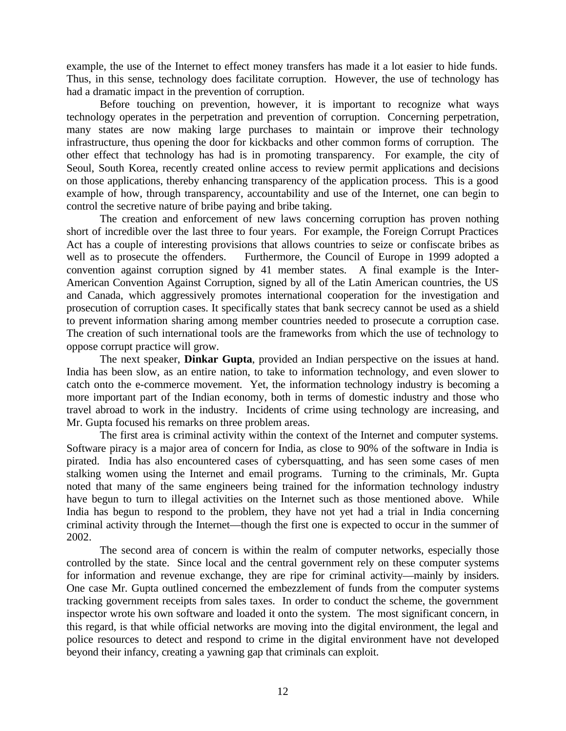example, the use of the Internet to effect money transfers has made it a lot easier to hide funds. Thus, in this sense, technology does facilitate corruption. However, the use of technology has had a dramatic impact in the prevention of corruption.

Before touching on prevention, however, it is important to recognize what ways technology operates in the perpetration and prevention of corruption. Concerning perpetration, many states are now making large purchases to maintain or improve their technology infrastructure, thus opening the door for kickbacks and other common forms of corruption. The other effect that technology has had is in promoting transparency. For example, the city of Seoul, South Korea, recently created online access to review permit applications and decisions on those applications, thereby enhancing transparency of the application process. This is a good example of how, through transparency, accountability and use of the Internet, one can begin to control the secretive nature of bribe paying and bribe taking.

The creation and enforcement of new laws concerning corruption has proven nothing short of incredible over the last three to four years. For example, the Foreign Corrupt Practices Act has a couple of interesting provisions that allows countries to seize or confiscate bribes as well as to prosecute the offenders. Furthermore, the Council of Europe in 1999 adopted a convention against corruption signed by 41 member states. A final example is the Inter-American Convention Against Corruption, signed by all of the Latin American countries, the US and Canada, which aggressively promotes international cooperation for the investigation and prosecution of corruption cases. It specifically states that bank secrecy cannot be used as a shield to prevent information sharing among member countries needed to prosecute a corruption case. The creation of such international tools are the frameworks from which the use of technology to oppose corrupt practice will grow.

The next speaker, **Dinkar Gupta**, provided an Indian perspective on the issues at hand. India has been slow, as an entire nation, to take to information technology, and even slower to catch onto the e-commerce movement. Yet, the information technology industry is becoming a more important part of the Indian economy, both in terms of domestic industry and those who travel abroad to work in the industry. Incidents of crime using technology are increasing, and Mr. Gupta focused his remarks on three problem areas.

The first area is criminal activity within the context of the Internet and computer systems. Software piracy is a major area of concern for India, as close to 90% of the software in India is pirated. India has also encountered cases of cybersquatting, and has seen some cases of men stalking women using the Internet and email programs. Turning to the criminals, Mr. Gupta noted that many of the same engineers being trained for the information technology industry have begun to turn to illegal activities on the Internet such as those mentioned above. While India has begun to respond to the problem, they have not yet had a trial in India concerning criminal activity through the Internet—though the first one is expected to occur in the summer of 2002.

The second area of concern is within the realm of computer networks, especially those controlled by the state. Since local and the central government rely on these computer systems for information and revenue exchange, they are ripe for criminal activity—mainly by insiders. One case Mr. Gupta outlined concerned the embezzlement of funds from the computer systems tracking government receipts from sales taxes. In order to conduct the scheme, the government inspector wrote his own software and loaded it onto the system. The most significant concern, in this regard, is that while official networks are moving into the digital environment, the legal and police resources to detect and respond to crime in the digital environment have not developed beyond their infancy, creating a yawning gap that criminals can exploit.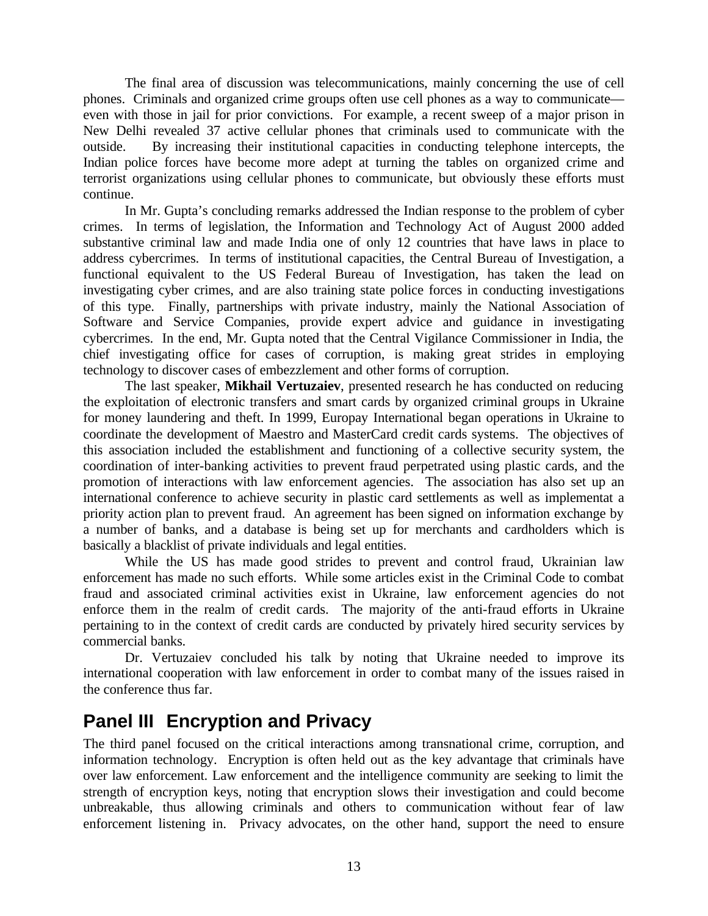The final area of discussion was telecommunications, mainly concerning the use of cell phones. Criminals and organized crime groups often use cell phones as a way to communicate—even with those in jail for prior convictions. For example, a recent sweep of a major prison in New Delhi revealed 37 active cellular phones that criminals used to communicate with the outside. By increasing their institutional capacities in conducting telephone intercepts, the Indian police forces have become more adept at turning the tables on organized crime and terrorist organizations using cellular phones to communicate, but obviously these efforts must continue.

In Mr. Gupta's concluding remarks addressed the Indian response to the problem of cyber crimes. In terms of legislation, the Information and Technology Act of August 2000 added substantive criminal law and made India one of only 12 countries that have laws in place to address cybercrimes. In terms of institutional capacities, the Central Bureau of Investigation, a functional equivalent to the US Federal Bureau of Investigation, has taken the lead on investigating cyber crimes, and are also training state police forces in conducting investigations of this type. Finally, partnerships with private industry, mainly the National Association of Software and Service Companies, provide expert advice and guidance in investigating cybercrimes. In the end, Mr. Gupta noted that the Central Vigilance Commissioner in India, the chief investigating office for cases of corruption, is making great strides in employing technology to discover cases of embezzlement and other forms of corruption.

The last speaker, **Mikhail Vertuzaiev**, presented research he has conducted on reducing the exploitation of electronic transfers and smart cards by organized criminal groups in Ukraine for money laundering and theft. In 1999, Europay International began operations in Ukraine to coordinate the development of Maestro and MasterCard credit cards systems. The objectives of this association included the establishment and functioning of a collective security system, the coordination of inter-banking activities to prevent fraud perpetrated using plastic cards, and the promotion of interactions with law enforcement agencies. The association has also set up an international conference to achieve security in plastic card settlements as well as implementat a priority action plan to prevent fraud. An agreement has been signed on information exchange by a number of banks, and a database is being set up for merchants and cardholders which is basically a blacklist of private individuals and legal entities.

While the US has made good strides to prevent and control fraud, Ukrainian law enforcement has made no such efforts. While some articles exist in the Criminal Code to combat fraud and associated criminal activities exist in Ukraine, law enforcement agencies do not enforce them in the realm of credit cards. The majority of the anti-fraud efforts in Ukraine pertaining to in the context of credit cards are conducted by privately hired security services by commercial banks.

Dr. Vertuzaiev concluded his talk by noting that Ukraine needed to improve its international cooperation with law enforcement in order to combat many of the issues raised in the conference thus far.

## Panel III Encryption and Privacy

The third panel focused on the critical interactions among transnational crime, corruption, and information technology. Encryption is often held out as the key advantage that criminals have over law enforcement. Law enforcement and the intelligence community are seeking to limit the strength of encryption keys, noting that encryption slows their investigation and could become unbreakable, thus allowing criminals and others to communication without fear of law enforcement listening in. Privacy advocates, on the other hand, support the need to ensure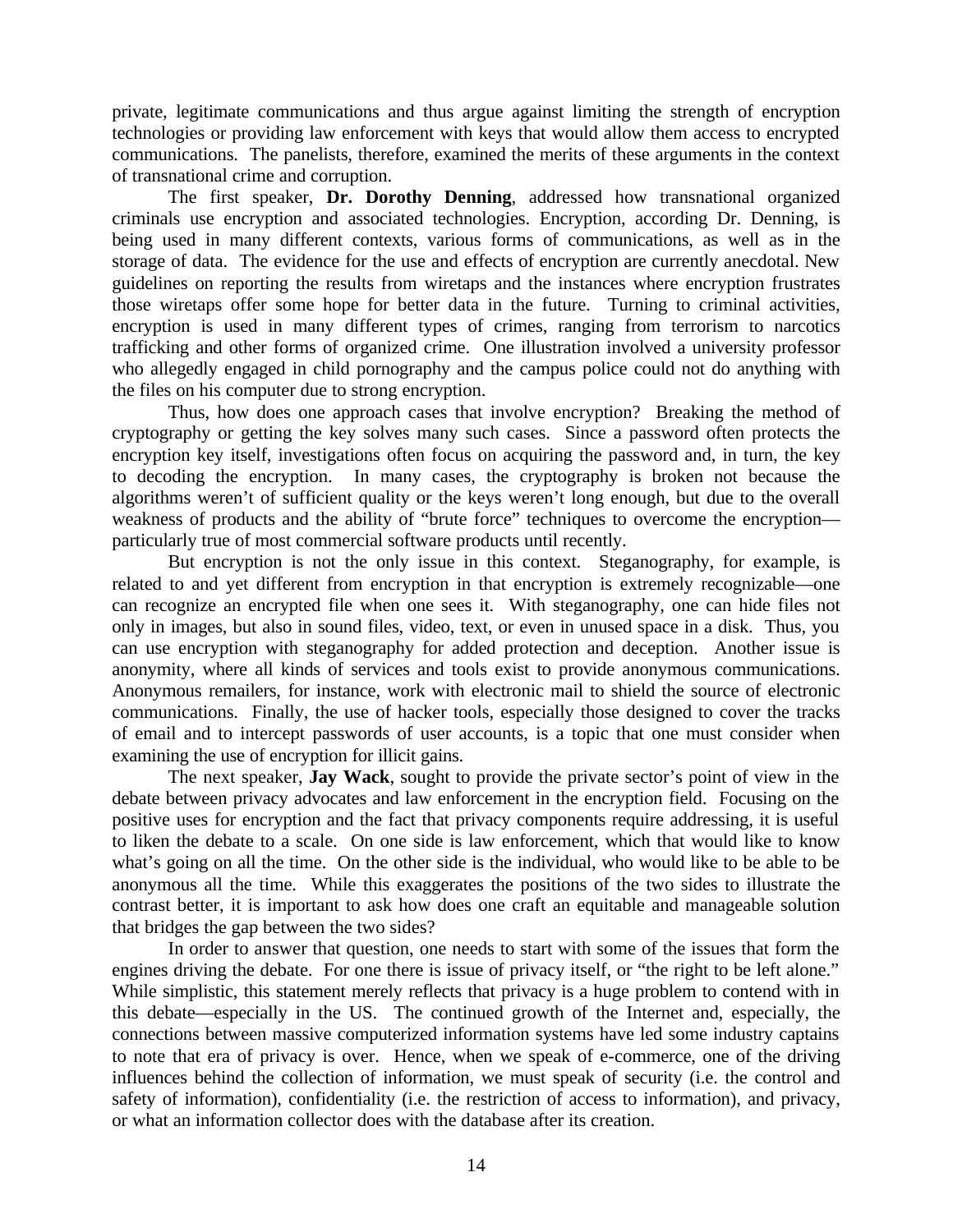private, legitimate communications and thus argue against limiting the strength of encryption technologies or providing law enforcement with keys that would allow them access to encrypted communications. The panelists, therefore, examined the merits of these arguments in the context of transnational crime and corruption.

The first speaker, **Dr. Dorothy Denning**, addressed how transnational organized criminals use encryption and associated technologies. Encryption, according Dr. Denning, is being used in many different contexts, various forms of communications, as well as in the storage of data. The evidence for the use and effects of encryption are currently anecdotal. New guidelines on reporting the results from wiretaps and the instances where encryption frustrates those wiretaps offer some hope for better data in the future. Turning to criminal activities, encryption is used in many different types of crimes, ranging from terrorism to narcotics trafficking and other forms of organized crime. One illustration involved a university professor who allegedly engaged in child pornography and the campus police could not do anything with the files on his computer due to strong encryption.

Thus, how does one approach cases that involve encryption? Breaking the method of cryptography or getting the key solves many such cases. Since a password often protects the encryption key itself, investigations often focus on acquiring the password and, in turn, the key to decoding the encryption. In many cases, the cryptography is broken not because the algorithms weren't of sufficient quality or the keys weren't long enough, but due to the overall weakness of products and the ability of "brute force" techniques to overcome the encryption—particularly true of most commercial software products until recently.

But encryption is not the only issue in this context. Steganography, for example, is related to and yet different from encryption in that encryption is extremely recognizable—one can recognize an encrypted file when one sees it. With steganography, one can hide files not only in images, but also in sound files, video, text, or even in unused space in a disk. Thus, you can use encryption with steganography for added protection and deception. Another issue is anonymity, where all kinds of services and tools exist to provide anonymous communications. Anonymous remailers, for instance, work with electronic mail to shield the source of electronic communications. Finally, the use of hacker tools, especially those designed to cover the tracks of email and to intercept passwords of user accounts, is a topic that one must consider when examining the use of encryption for illicit gains.

The next speaker, **Jay Wack**, sought to provide the private sector's point of view in the debate between privacy advocates and law enforcement in the encryption field. Focusing on the positive uses for encryption and the fact that privacy components require addressing, it is useful to liken the debate to a scale. On one side is law enforcement, which that would like to know what's going on all the time. On the other side is the individual, who would like to be able to be anonymous all the time. While this exaggerates the positions of the two sides to illustrate the contrast better, it is important to ask how does one craft an equitable and manageable solution that bridges the gap between the two sides?

In order to answer that question, one needs to start with some of the issues that form the engines driving the debate. For one there is issue of privacy itself, or "the right to be left alone." While simplistic, this statement merely reflects that privacy is a huge problem to contend with in this debate—especially in the US. The continued growth of the Internet and, especially, the connections between massive computerized information systems have led some industry captains to note that era of privacy is over. Hence, when we speak of e-commerce, one of the driving influences behind the collection of information, we must speak of security (i.e. the control and safety of information), confidentiality (i.e. the restriction of access to information), and privacy, or what an information collector does with the database after its creation.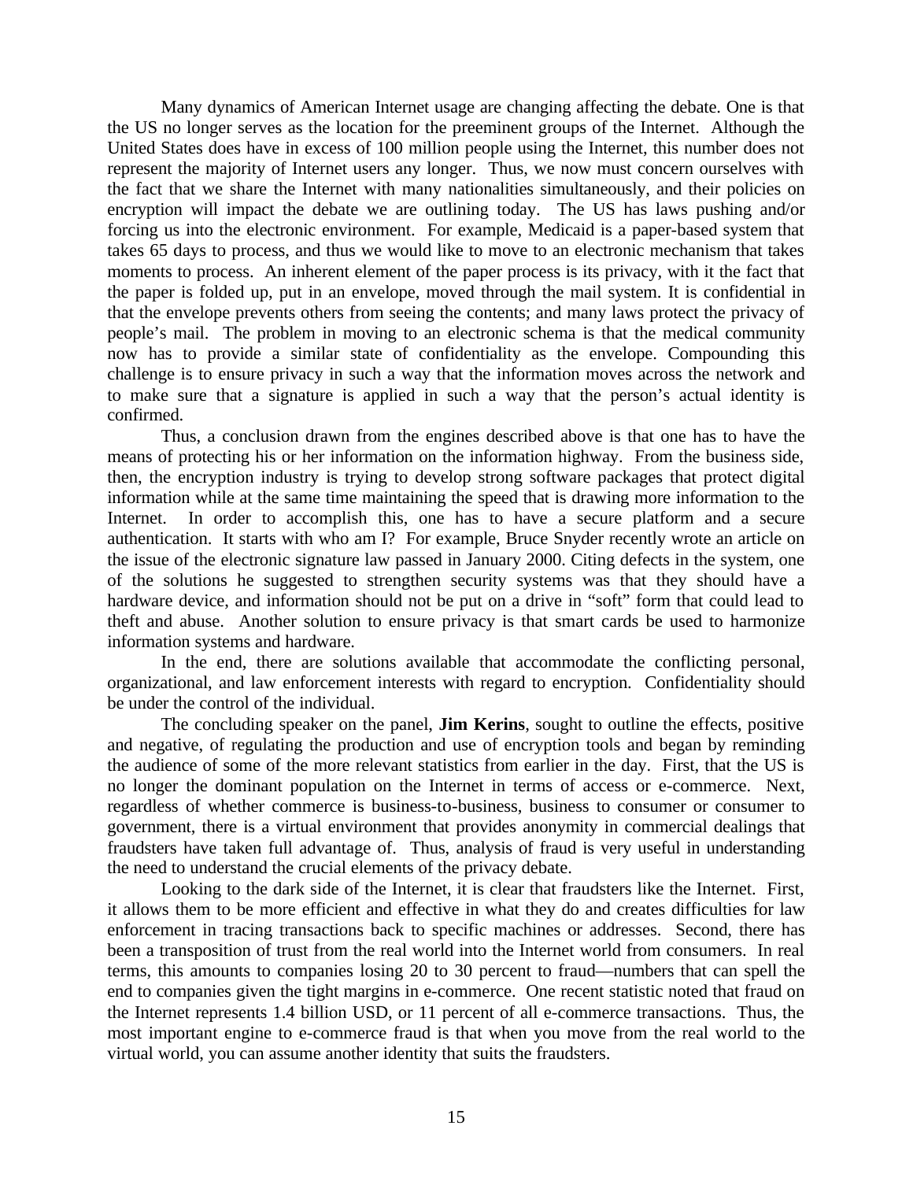Many dynamics of American Internet usage are changing affecting the debate. One is that the US no longer serves as the location for the preeminent groups of the Internet. Although the United States does have in excess of 100 million people using the Internet, this number does not represent the majority of Internet users any longer. Thus, we now must concern ourselves with the fact that we share the Internet with many nationalities simultaneously, and their policies on encryption will impact the debate we are outlining today. The US has laws pushing and/or forcing us into the electronic environment. For example, Medicaid is a paper-based system that takes 65 days to process, and thus we would like to move to an electronic mechanism that takes moments to process. An inherent element of the paper process is its privacy, with it the fact that the paper is folded up, put in an envelope, moved through the mail system. It is confidential in that the envelope prevents others from seeing the contents; and many laws protect the privacy of people's mail. The problem in moving to an electronic schema is that the medical community now has to provide a similar state of confidentiality as the envelope. Compounding this challenge is to ensure privacy in such a way that the information moves across the network and to make sure that a signature is applied in such a way that the person's actual identity is confirmed.

Thus, a conclusion drawn from the engines described above is that one has to have the means of protecting his or her information on the information highway. From the business side, then, the encryption industry is trying to develop strong software packages that protect digital information while at the same time maintaining the speed that is drawing more information to the Internet. In order to accomplish this, one has to have a secure platform and a secure authentication. It starts with who am I? For example, Bruce Snyder recently wrote an article on the issue of the electronic signature law passed in January 2000. Citing defects in the system, one of the solutions he suggested to strengthen security systems was that they should have a hardware device, and information should not be put on a drive in "soft" form that could lead to theft and abuse. Another solution to ensure privacy is that smart cards be used to harmonize information systems and hardware.

In the end, there are solutions available that accommodate the conflicting personal, organizational, and law enforcement interests with regard to encryption. Confidentiality should be under the control of the individual.

The concluding speaker on the panel, **Jim Kerins**, sought to outline the effects, positive and negative, of regulating the production and use of encryption tools and began by reminding the audience of some of the more relevant statistics from earlier in the day. First, that the US is no longer the dominant population on the Internet in terms of access or e-commerce. Next, regardless of whether commerce is business-to-business, business to consumer or consumer to government, there is a virtual environment that provides anonymity in commercial dealings that fraudsters have taken full advantage of. Thus, analysis of fraud is very useful in understanding the need to understand the crucial elements of the privacy debate.

Looking to the dark side of the Internet, it is clear that fraudsters like the Internet. First, it allows them to be more efficient and effective in what they do and creates difficulties for law enforcement in tracing transactions back to specific machines or addresses. Second, there has been a transposition of trust from the real world into the Internet world from consumers. In real terms, this amounts to companies losing 20 to 30 percent to fraud—numbers that can spell the end to companies given the tight margins in e-commerce. One recent statistic noted that fraud on the Internet represents 1.4 billion USD, or 11 percent of all e-commerce transactions. Thus, the most important engine to e-commerce fraud is that when you move from the real world to the virtual world, you can assume another identity that suits the fraudsters.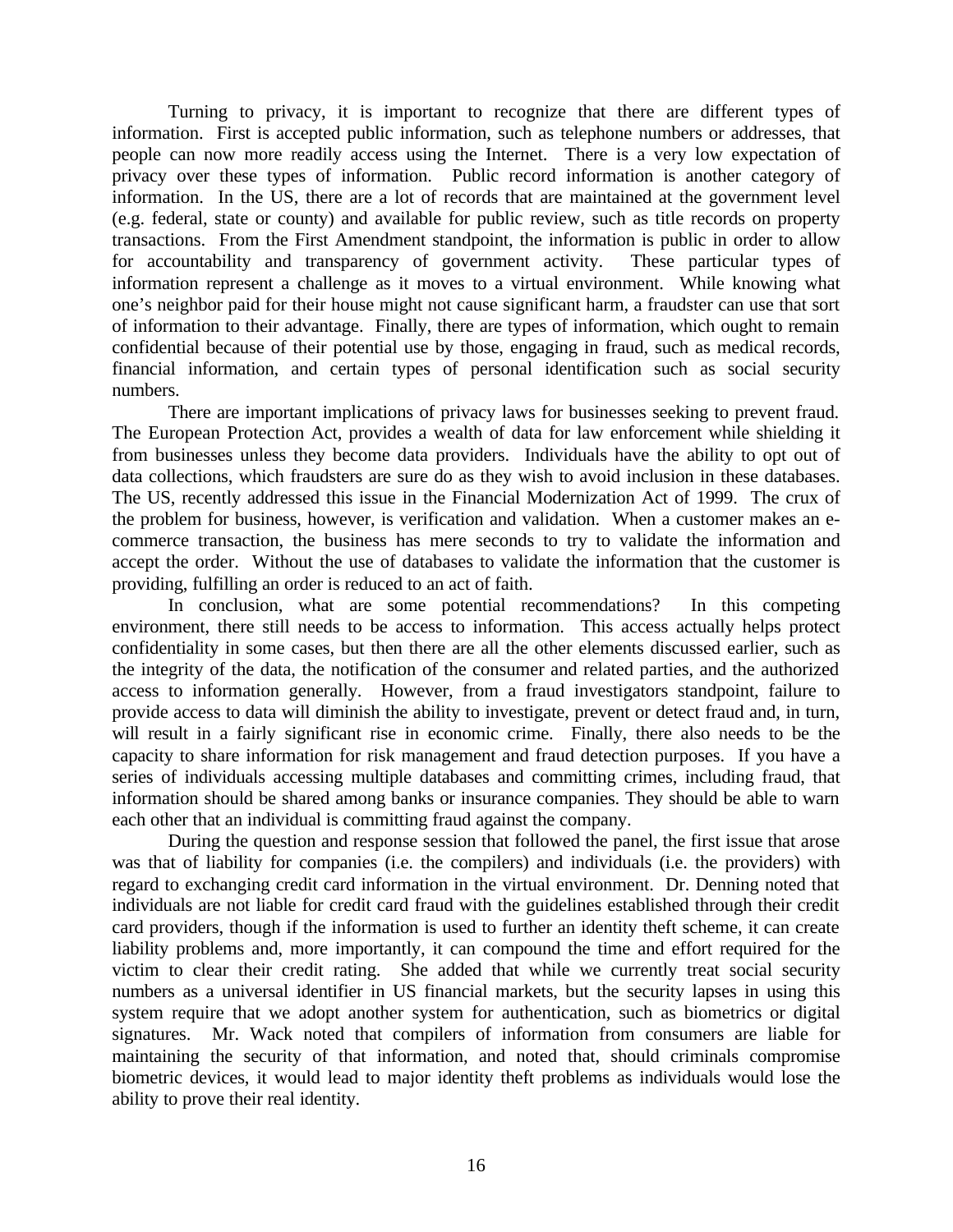Turning to privacy, it is important to recognize that there are different types of information. First is accepted public information, such as telephone numbers or addresses, that people can now more readily access using the Internet. There is a very low expectation of privacy over these types of information. Public record information is another category of information. In the US, there are a lot of records that are maintained at the government level (e.g. federal, state or county) and available for public review, such as title records on property transactions. From the First Amendment standpoint, the information is public in order to allow for accountability and transparency of government activity. These particular types of information represent a challenge as it moves to a virtual environment. While knowing what one's neighbor paid for their house might not cause significant harm, a fraudster can use that sort of information to their advantage. Finally, there are types of information, which ought to remain confidential because of their potential use by those, engaging in fraud, such as medical records, financial information, and certain types of personal identification such as social security numbers.

There are important implications of privacy laws for businesses seeking to prevent fraud. The European Protection Act, provides a wealth of data for law enforcement while shielding it from businesses unless they become data providers. Individuals have the ability to opt out of data collections, which fraudsters are sure do as they wish to avoid inclusion in these databases. The US, recently addressed this issue in the Financial Modernization Act of 1999. The crux of the problem for business, however, is verification and validation. When a customer makes an e-commerce transaction, the business has mere seconds to try to validate the information and accept the order. Without the use of databases to validate the information that the customer is providing, fulfilling an order is reduced to an act of faith.

In conclusion, what are some potential recommendations? In this competing environment, there still needs to be access to information. This access actually helps protect confidentiality in some cases, but then there are all the other elements discussed earlier, such as the integrity of the data, the notification of the consumer and related parties, and the authorized access to information generally. However, from a fraud investigators standpoint, failure to provide access to data will diminish the ability to investigate, prevent or detect fraud and, in turn, will result in a fairly significant rise in economic crime. Finally, there also needs to be the capacity to share information for risk management and fraud detection purposes. If you have a series of individuals accessing multiple databases and committing crimes, including fraud, that information should be shared among banks or insurance companies. They should be able to warn each other that an individual is committing fraud against the company.

During the question and response session that followed the panel, the first issue that arose was that of liability for companies (i.e. the compilers) and individuals (i.e. the providers) with regard to exchanging credit card information in the virtual environment. Dr. Denning noted that individuals are not liable for credit card fraud with the guidelines established through their credit card providers, though if the information is used to further an identity theft scheme, it can create liability problems and, more importantly, it can compound the time and effort required for the victim to clear their credit rating. She added that while we currently treat social security numbers as a universal identifier in US financial markets, but the security lapses in using this system require that we adopt another system for authentication, such as biometrics or digital signatures. Mr. Wack noted that compilers of information from consumers are liable for maintaining the security of that information, and noted that, should criminals compromise biometric devices, it would lead to major identity theft problems as individuals would lose the ability to prove their real identity.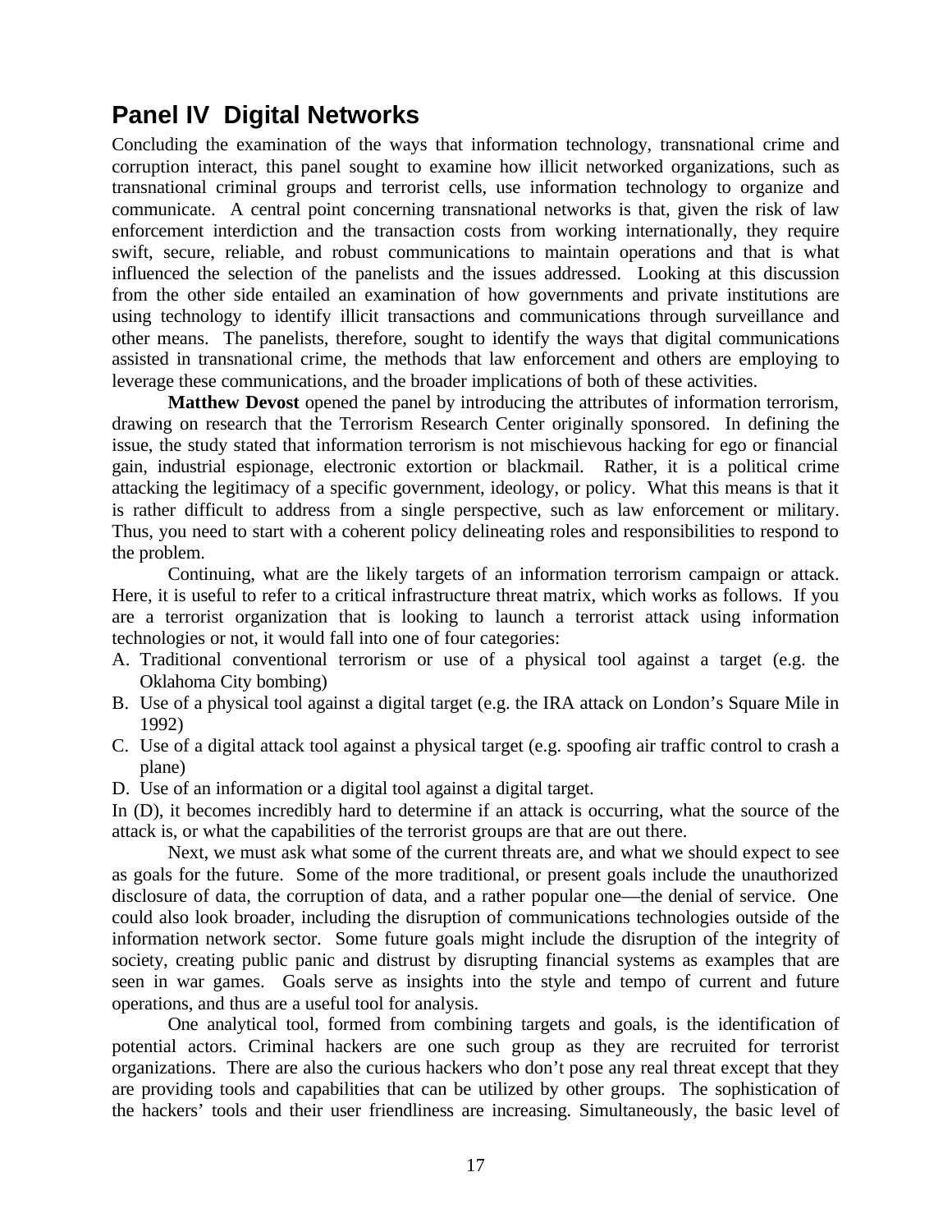## Panel IV Digital Networks

Concluding the examination of the ways that information technology, transnational crime and corruption interact, this panel sought to examine how illicit networked organizations, such as transnational criminal groups and terrorist cells, use information technology to organize and communicate. A central point concerning transnational networks is that, given the risk of law enforcement interdiction and the transaction costs from working internationally, they require swift, secure, reliable, and robust communications to maintain operations and that is what influenced the selection of the panelists and the issues addressed. Looking at this discussion from the other side entailed an examination of how governments and private institutions are using technology to identify illicit transactions and communications through surveillance and other means. The panelists, therefore, sought to identify the ways that digital communications assisted in transnational crime, the methods that law enforcement and others are employing to leverage these communications, and the broader implications of both of these activities.

**Matthew Devost** opened the panel by introducing the attributes of information terrorism, drawing on research that the Terrorism Research Center originally sponsored. In defining the issue, the study stated that information terrorism is not mischievous hacking for ego or financial gain, industrial espionage, electronic extortion or blackmail. Rather, it is a political crime attacking the legitimacy of a specific government, ideology, or policy. What this means is that it is rather difficult to address from a single perspective, such as law enforcement or military. Thus, you need to start with a coherent policy delineating roles and responsibilities to respond to the problem.

Continuing, what are the likely targets of an information terrorism campaign or attack. Here, it is useful to refer to a critical infrastructure threat matrix, which works as follows. If you are a terrorist organization that is looking to launch a terrorist attack using information technologies or not, it would fall into one of four categories:

A. Traditional conventional terrorism or use of a physical tool against a target (e.g. the Oklahoma City bombing)
B. Use of a physical tool against a digital target (e.g. the IRA attack on London's Square Mile in 1992)
C. Use of a digital attack tool against a physical target (e.g. spoofing air traffic control to crash a plane)
D. Use of an information or a digital tool against a digital target.

In (D), it becomes incredibly hard to determine if an attack is occurring, what the source of the attack is, or what the capabilities of the terrorist groups are that are out there.

Next, we must ask what some of the current threats are, and what we should expect to see as goals for the future. Some of the more traditional, or present goals include the unauthorized disclosure of data, the corruption of data, and a rather popular one—the denial of service. One could also look broader, including the disruption of communications technologies outside of the information network sector. Some future goals might include the disruption of the integrity of society, creating public panic and distrust by disrupting financial systems as examples that are seen in war games. Goals serve as insights into the style and tempo of current and future operations, and thus are a useful tool for analysis.

One analytical tool, formed from combining targets and goals, is the identification of potential actors. Criminal hackers are one such group as they are recruited for terrorist organizations. There are also the curious hackers who don't pose any real threat except that they are providing tools and capabilities that can be utilized by other groups. The sophistication of the hackers' tools and their user friendliness are increasing. Simultaneously, the basic level of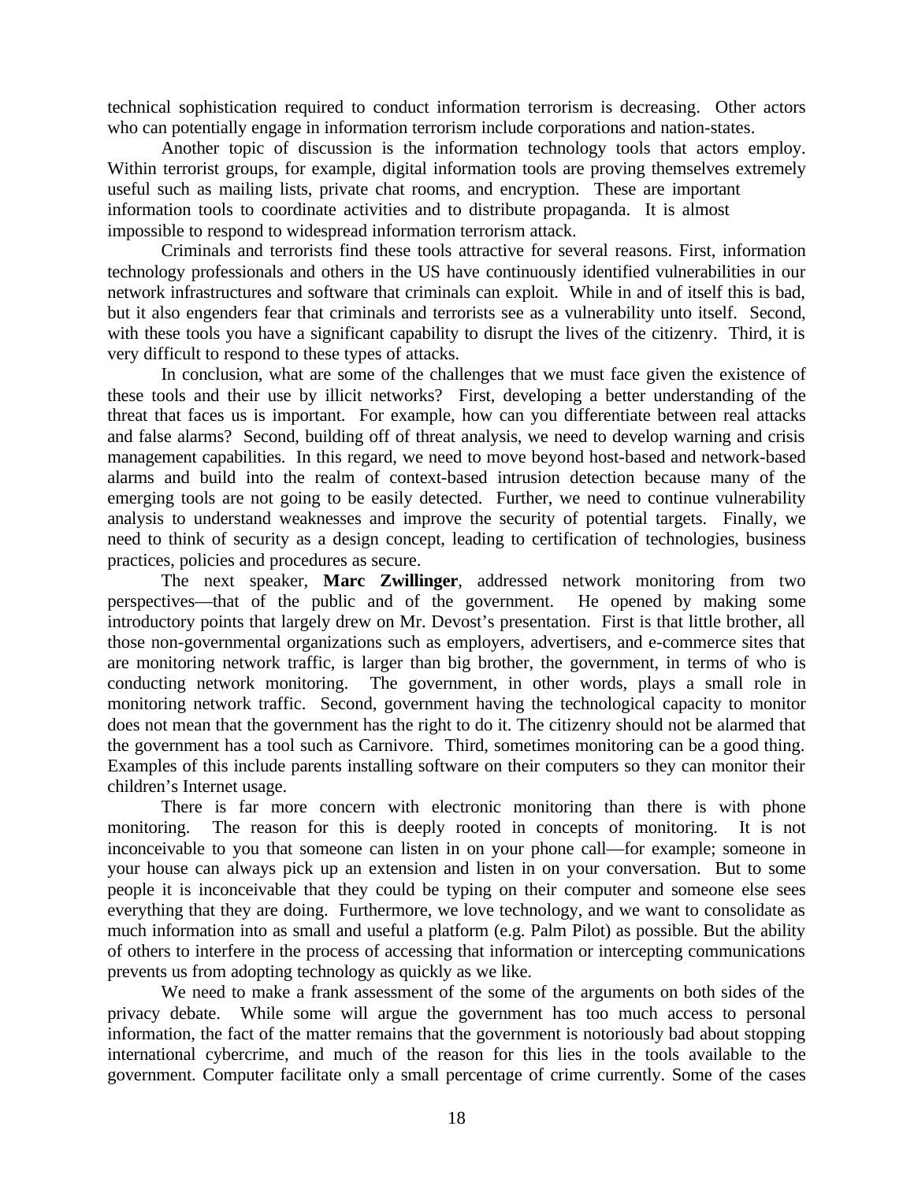technical sophistication required to conduct information terrorism is decreasing. Other actors who can potentially engage in information terrorism include corporations and nation-states.

Another topic of discussion is the information technology tools that actors employ. Within terrorist groups, for example, digital information tools are proving themselves extremely useful such as mailing lists, private chat rooms, and encryption. These are important information tools to coordinate activities and to distribute propaganda. It is almost impossible to respond to widespread information terrorism attack.

Criminals and terrorists find these tools attractive for several reasons. First, information technology professionals and others in the US have continuously identified vulnerabilities in our network infrastructures and software that criminals can exploit. While in and of itself this is bad, but it also engenders fear that criminals and terrorists see as a vulnerability unto itself. Second, with these tools you have a significant capability to disrupt the lives of the citizenry. Third, it is very difficult to respond to these types of attacks.

In conclusion, what are some of the challenges that we must face given the existence of these tools and their use by illicit networks? First, developing a better understanding of the threat that faces us is important. For example, how can you differentiate between real attacks and false alarms? Second, building off of threat analysis, we need to develop warning and crisis management capabilities. In this regard, we need to move beyond host-based and network-based alarms and build into the realm of context-based intrusion detection because many of the emerging tools are not going to be easily detected. Further, we need to continue vulnerability analysis to understand weaknesses and improve the security of potential targets. Finally, we need to think of security as a design concept, leading to certification of technologies, business practices, policies and procedures as secure.

The next speaker, **Marc Zwillinger**, addressed network monitoring from two perspectives—that of the public and of the government. He opened by making some introductory points that largely drew on Mr. Devost's presentation. First is that little brother, all those non-governmental organizations such as employers, advertisers, and e-commerce sites that are monitoring network traffic, is larger than big brother, the government, in terms of who is conducting network monitoring. The government, in other words, plays a small role in monitoring network traffic. Second, government having the technological capacity to monitor does not mean that the government has the right to do it. The citizenry should not be alarmed that the government has a tool such as Carnivore. Third, sometimes monitoring can be a good thing. Examples of this include parents installing software on their computers so they can monitor their children's Internet usage.

There is far more concern with electronic monitoring than there is with phone monitoring. The reason for this is deeply rooted in concepts of monitoring. It is not inconceivable to you that someone can listen in on your phone call—for example; someone in your house can always pick up an extension and listen in on your conversation. But to some people it is inconceivable that they could be typing on their computer and someone else sees everything that they are doing. Furthermore, we love technology, and we want to consolidate as much information into as small and useful a platform (e.g. Palm Pilot) as possible. But the ability of others to interfere in the process of accessing that information or intercepting communications prevents us from adopting technology as quickly as we like.

We need to make a frank assessment of the some of the arguments on both sides of the privacy debate. While some will argue the government has too much access to personal information, the fact of the matter remains that the government is notoriously bad about stopping international cybercrime, and much of the reason for this lies in the tools available to the government. Computer facilitate only a small percentage of crime currently. Some of the cases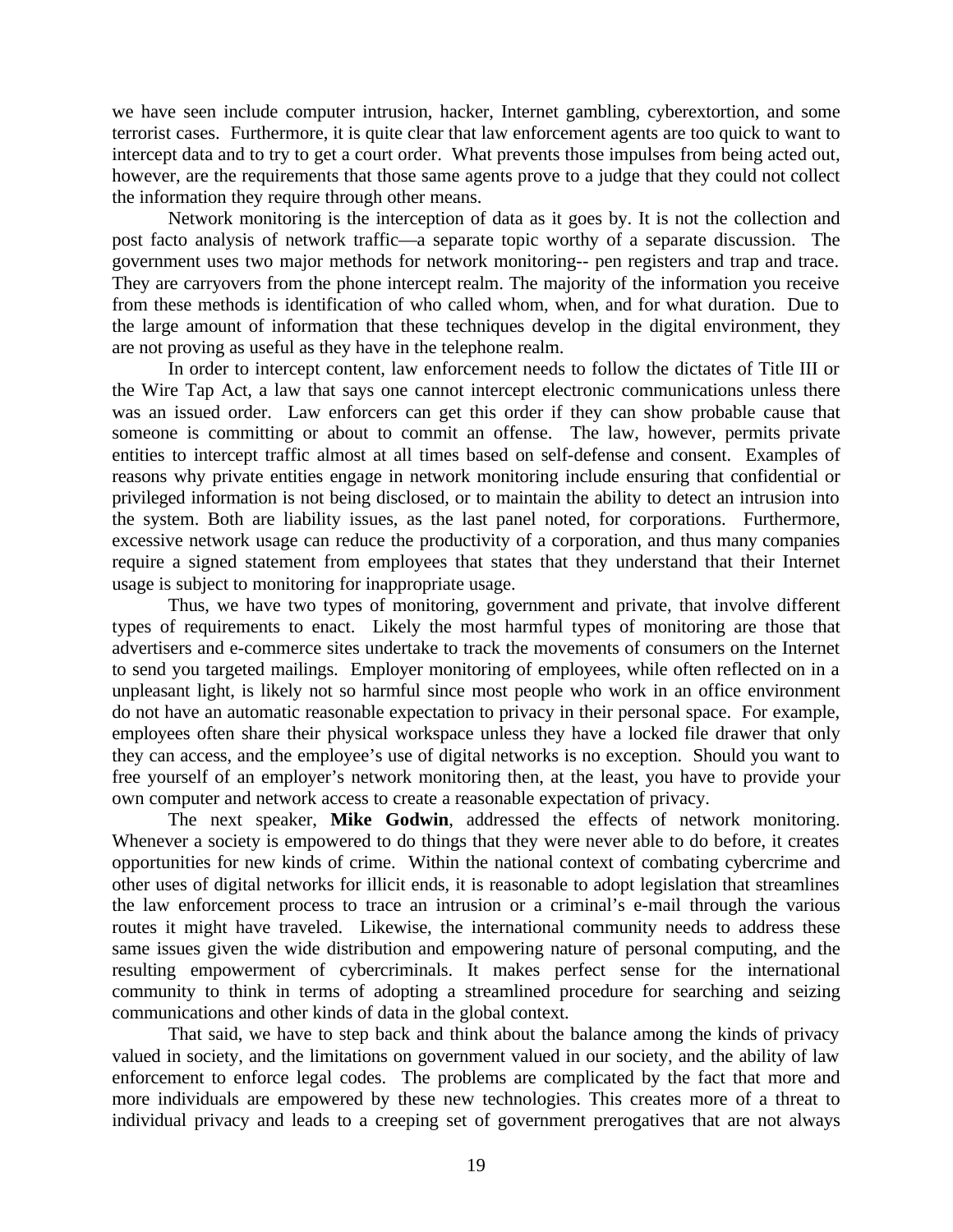we have seen include computer intrusion, hacker, Internet gambling, cyberextortion, and some terrorist cases. Furthermore, it is quite clear that law enforcement agents are too quick to want to intercept data and to try to get a court order. What prevents those impulses from being acted out, however, are the requirements that those same agents prove to a judge that they could not collect the information they require through other means.

Network monitoring is the interception of data as it goes by. It is not the collection and post facto analysis of network traffic—a separate topic worthy of a separate discussion. The government uses two major methods for network monitoring-- pen registers and trap and trace. They are carryovers from the phone intercept realm. The majority of the information you receive from these methods is identification of who called whom, when, and for what duration. Due to the large amount of information that these techniques develop in the digital environment, they are not proving as useful as they have in the telephone realm.

In order to intercept content, law enforcement needs to follow the dictates of Title III or the Wire Tap Act, a law that says one cannot intercept electronic communications unless there was an issued order. Law enforcers can get this order if they can show probable cause that someone is committing or about to commit an offense. The law, however, permits private entities to intercept traffic almost at all times based on self-defense and consent. Examples of reasons why private entities engage in network monitoring include ensuring that confidential or privileged information is not being disclosed, or to maintain the ability to detect an intrusion into the system. Both are liability issues, as the last panel noted, for corporations. Furthermore, excessive network usage can reduce the productivity of a corporation, and thus many companies require a signed statement from employees that states that they understand that their Internet usage is subject to monitoring for inappropriate usage.

Thus, we have two types of monitoring, government and private, that involve different types of requirements to enact. Likely the most harmful types of monitoring are those that advertisers and e-commerce sites undertake to track the movements of consumers on the Internet to send you targeted mailings. Employer monitoring of employees, while often reflected on in a unpleasant light, is likely not so harmful since most people who work in an office environment do not have an automatic reasonable expectation to privacy in their personal space. For example, employees often share their physical workspace unless they have a locked file drawer that only they can access, and the employee's use of digital networks is no exception. Should you want to free yourself of an employer's network monitoring then, at the least, you have to provide your own computer and network access to create a reasonable expectation of privacy.

The next speaker, **Mike Godwin**, addressed the effects of network monitoring. Whenever a society is empowered to do things that they were never able to do before, it creates opportunities for new kinds of crime. Within the national context of combating cybercrime and other uses of digital networks for illicit ends, it is reasonable to adopt legislation that streamlines the law enforcement process to trace an intrusion or a criminal's e-mail through the various routes it might have traveled. Likewise, the international community needs to address these same issues given the wide distribution and empowering nature of personal computing, and the resulting empowerment of cybercriminals. It makes perfect sense for the international community to think in terms of adopting a streamlined procedure for searching and seizing communications and other kinds of data in the global context.

That said, we have to step back and think about the balance among the kinds of privacy valued in society, and the limitations on government valued in our society, and the ability of law enforcement to enforce legal codes. The problems are complicated by the fact that more and more individuals are empowered by these new technologies. This creates more of a threat to individual privacy and leads to a creeping set of government prerogatives that are not always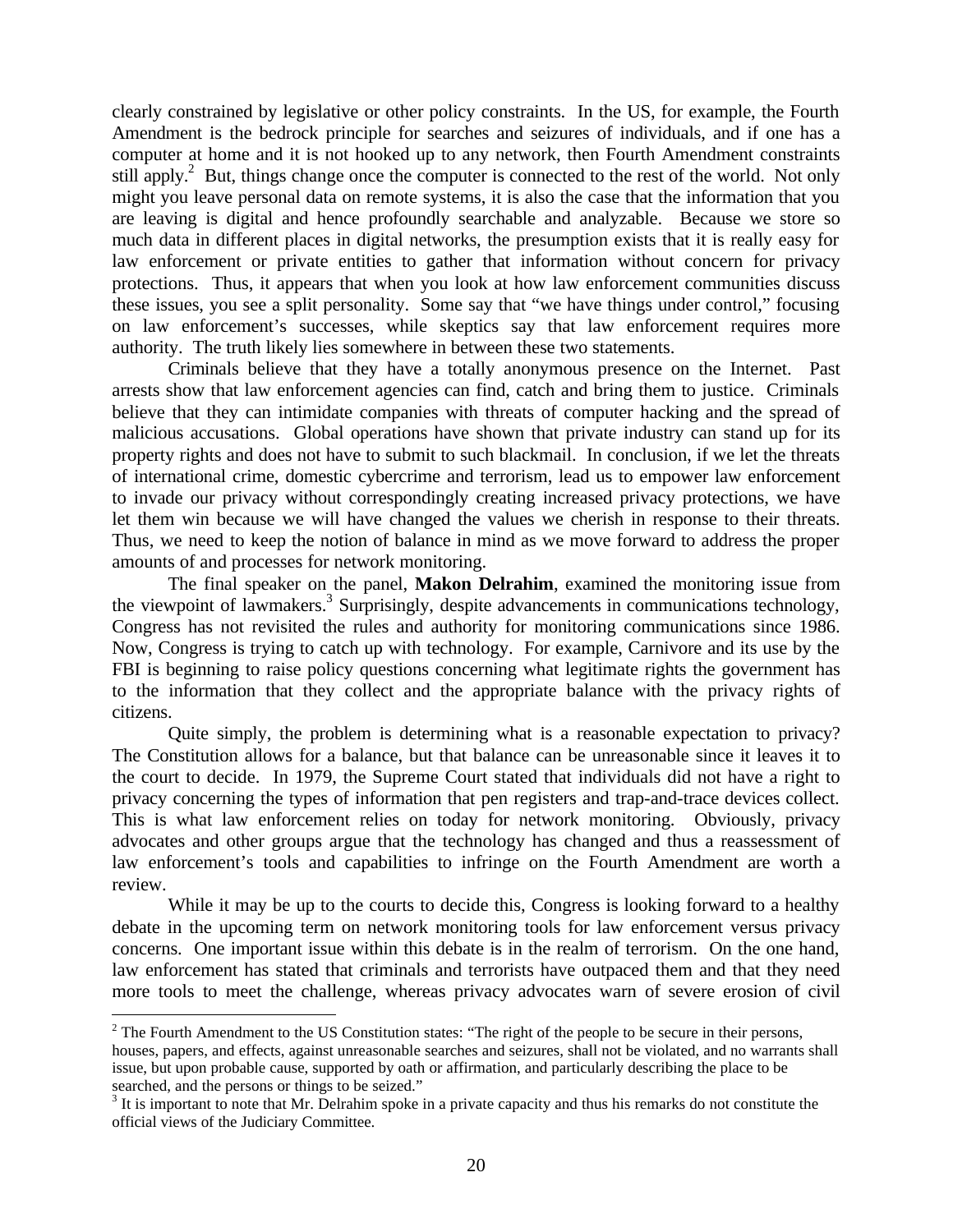clearly constrained by legislative or other policy constraints. In the US, for example, the Fourth Amendment is the bedrock principle for searches and seizures of individuals, and if one has a computer at home and it is not hooked up to any network, then Fourth Amendment constraints still apply.[2] But, things change once the computer is connected to the rest of the world. Not only might you leave personal data on remote systems, it is also the case that the information that you are leaving is digital and hence profoundly searchable and analyzable. Because we store so much data in different places in digital networks, the presumption exists that it is really easy for law enforcement or private entities to gather that information without concern for privacy protections. Thus, it appears that when you look at how law enforcement communities discuss these issues, you see a split personality. Some say that "we have things under control," focusing on law enforcement's successes, while skeptics say that law enforcement requires more authority. The truth likely lies somewhere in between these two statements.

Criminals believe that they have a totally anonymous presence on the Internet. Past arrests show that law enforcement agencies can find, catch and bring them to justice. Criminals believe that they can intimidate companies with threats of computer hacking and the spread of malicious accusations. Global operations have shown that private industry can stand up for its property rights and does not have to submit to such blackmail. In conclusion, if we let the threats of international crime, domestic cybercrime and terrorism, lead us to empower law enforcement to invade our privacy without correspondingly creating increased privacy protections, we have let them win because we will have changed the values we cherish in response to their threats. Thus, we need to keep the notion of balance in mind as we move forward to address the proper amounts of and processes for network monitoring.

The final speaker on the panel, **Makon Delrahim**, examined the monitoring issue from the viewpoint of lawmakers.[3] Surprisingly, despite advancements in communications technology, Congress has not revisited the rules and authority for monitoring communications since 1986. Now, Congress is trying to catch up with technology. For example, Carnivore and its use by the FBI is beginning to raise policy questions concerning what legitimate rights the government has to the information that they collect and the appropriate balance with the privacy rights of citizens.

Quite simply, the problem is determining what is a reasonable expectation to privacy? The Constitution allows for a balance, but that balance can be unreasonable since it leaves it to the court to decide. In 1979, the Supreme Court stated that individuals did not have a right to privacy concerning the types of information that pen registers and trap-and-trace devices collect. This is what law enforcement relies on today for network monitoring. Obviously, privacy advocates and other groups argue that the technology has changed and thus a reassessment of law enforcement's tools and capabilities to infringe on the Fourth Amendment are worth a review.

While it may be up to the courts to decide this, Congress is looking forward to a healthy debate in the upcoming term on network monitoring tools for law enforcement versus privacy concerns. One important issue within this debate is in the realm of terrorism. On the one hand, law enforcement has stated that criminals and terrorists have outpaced them and that they need more tools to meet the challenge, whereas privacy advocates warn of severe erosion of civil

---

[2] The Fourth Amendment to the US Constitution states: "The right of the people to be secure in their persons, houses, papers, and effects, against unreasonable searches and seizures, shall not be violated, and no warrants shall issue, but upon probable cause, supported by oath or affirmation, and particularly describing the place to be searched, and the persons or things to be seized."

[3] It is important to note that Mr. Delrahim spoke in a private capacity and thus his remarks do not constitute the official views of the Judiciary Committee.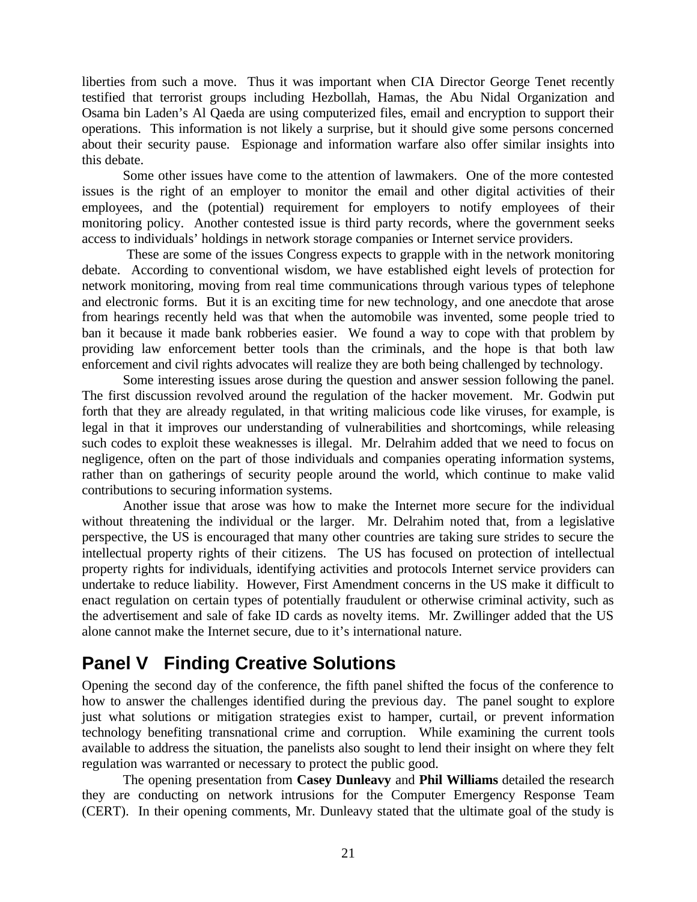liberties from such a move. Thus it was important when CIA Director George Tenet recently testified that terrorist groups including Hezbollah, Hamas, the Abu Nidal Organization and Osama bin Laden's Al Qaeda are using computerized files, email and encryption to support their operations. This information is not likely a surprise, but it should give some persons concerned about their security pause. Espionage and information warfare also offer similar insights into this debate.

Some other issues have come to the attention of lawmakers. One of the more contested issues is the right of an employer to monitor the email and other digital activities of their employees, and the (potential) requirement for employers to notify employees of their monitoring policy. Another contested issue is third party records, where the government seeks access to individuals' holdings in network storage companies or Internet service providers.

These are some of the issues Congress expects to grapple with in the network monitoring debate. According to conventional wisdom, we have established eight levels of protection for network monitoring, moving from real time communications through various types of telephone and electronic forms. But it is an exciting time for new technology, and one anecdote that arose from hearings recently held was that when the automobile was invented, some people tried to ban it because it made bank robberies easier. We found a way to cope with that problem by providing law enforcement better tools than the criminals, and the hope is that both law enforcement and civil rights advocates will realize they are both being challenged by technology.

Some interesting issues arose during the question and answer session following the panel. The first discussion revolved around the regulation of the hacker movement. Mr. Godwin put forth that they are already regulated, in that writing malicious code like viruses, for example, is legal in that it improves our understanding of vulnerabilities and shortcomings, while releasing such codes to exploit these weaknesses is illegal. Mr. Delrahim added that we need to focus on negligence, often on the part of those individuals and companies operating information systems, rather than on gatherings of security people around the world, which continue to make valid contributions to securing information systems.

Another issue that arose was how to make the Internet more secure for the individual without threatening the individual or the larger. Mr. Delrahim noted that, from a legislative perspective, the US is encouraged that many other countries are taking sure strides to secure the intellectual property rights of their citizens. The US has focused on protection of intellectual property rights for individuals, identifying activities and protocols Internet service providers can undertake to reduce liability. However, First Amendment concerns in the US make it difficult to enact regulation on certain types of potentially fraudulent or otherwise criminal activity, such as the advertisement and sale of fake ID cards as novelty items. Mr. Zwillinger added that the US alone cannot make the Internet secure, due to it's international nature.

## Panel V Finding Creative Solutions

Opening the second day of the conference, the fifth panel shifted the focus of the conference to how to answer the challenges identified during the previous day. The panel sought to explore just what solutions or mitigation strategies exist to hamper, curtail, or prevent information technology benefiting transnational crime and corruption. While examining the current tools available to address the situation, the panelists also sought to lend their insight on where they felt regulation was warranted or necessary to protect the public good.

The opening presentation from **Casey Dunleavy** and **Phil Williams** detailed the research they are conducting on network intrusions for the Computer Emergency Response Team (CERT). In their opening comments, Mr. Dunleavy stated that the ultimate goal of the study is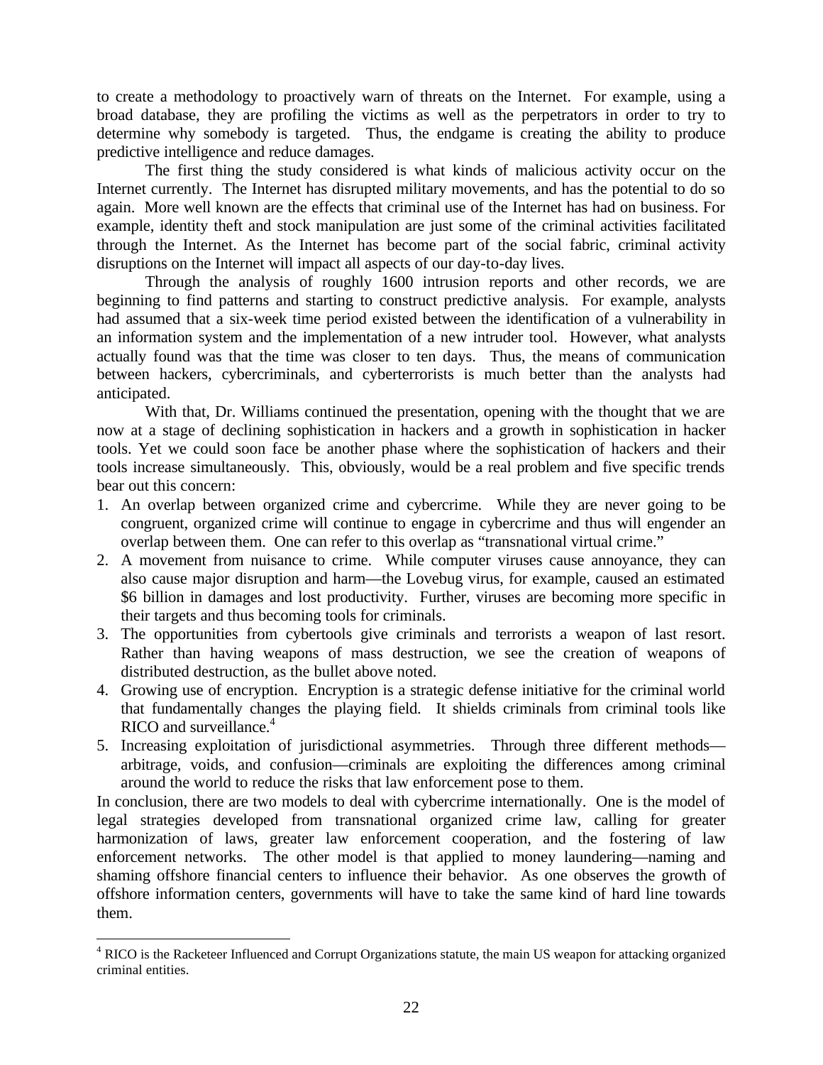to create a methodology to proactively warn of threats on the Internet. For example, using a broad database, they are profiling the victims as well as the perpetrators in order to try to determine why somebody is targeted. Thus, the endgame is creating the ability to produce predictive intelligence and reduce damages.

The first thing the study considered is what kinds of malicious activity occur on the Internet currently. The Internet has disrupted military movements, and has the potential to do so again. More well known are the effects that criminal use of the Internet has had on business. For example, identity theft and stock manipulation are just some of the criminal activities facilitated through the Internet. As the Internet has become part of the social fabric, criminal activity disruptions on the Internet will impact all aspects of our day-to-day lives.

Through the analysis of roughly 1600 intrusion reports and other records, we are beginning to find patterns and starting to construct predictive analysis. For example, analysts had assumed that a six-week time period existed between the identification of a vulnerability in an information system and the implementation of a new intruder tool. However, what analysts actually found was that the time was closer to ten days. Thus, the means of communication between hackers, cybercriminals, and cyberterrorists is much better than the analysts had anticipated.

With that, Dr. Williams continued the presentation, opening with the thought that we are now at a stage of declining sophistication in hackers and a growth in sophistication in hacker tools. Yet we could soon face be another phase where the sophistication of hackers and their tools increase simultaneously. This, obviously, would be a real problem and five specific trends bear out this concern:

1. An overlap between organized crime and cybercrime. While they are never going to be congruent, organized crime will continue to engage in cybercrime and thus will engender an overlap between them. One can refer to this overlap as "transnational virtual crime."
2. A movement from nuisance to crime. While computer viruses cause annoyance, they can also cause major disruption and harm—the Lovebug virus, for example, caused an estimated $6 billion in damages and lost productivity. Further, viruses are becoming more specific in their targets and thus becoming tools for criminals.
3. The opportunities from cybertools give criminals and terrorists a weapon of last resort. Rather than having weapons of mass destruction, we see the creation of weapons of distributed destruction, as the bullet above noted.
4. Growing use of encryption. Encryption is a strategic defense initiative for the criminal world that fundamentally changes the playing field. It shields criminals from criminal tools like RICO and surveillance.[4]
5. Increasing exploitation of jurisdictional asymmetries. Through three different methods—arbitrage, voids, and confusion—criminals are exploiting the differences among criminal around the world to reduce the risks that law enforcement pose to them.

In conclusion, there are two models to deal with cybercrime internationally. One is the model of legal strategies developed from transnational organized crime law, calling for greater harmonization of laws, greater law enforcement cooperation, and the fostering of law enforcement networks. The other model is that applied to money laundering—naming and shaming offshore financial centers to influence their behavior. As one observes the growth of offshore information centers, governments will have to take the same kind of hard line towards them.

[4] RICO is the Racketeer Influenced and Corrupt Organizations statute, the main US weapon for attacking organized criminal entities.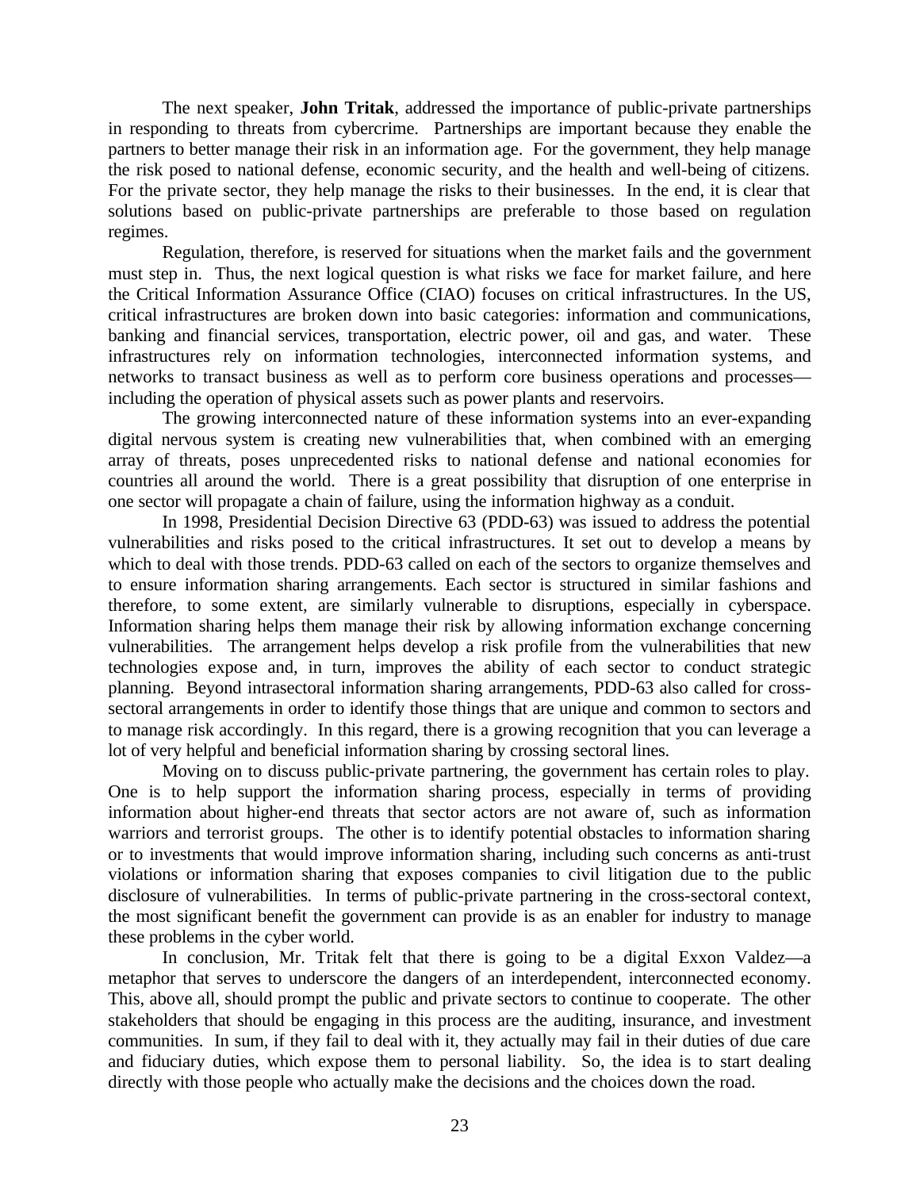The next speaker, **John Tritak**, addressed the importance of public-private partnerships in responding to threats from cybercrime. Partnerships are important because they enable the partners to better manage their risk in an information age. For the government, they help manage the risk posed to national defense, economic security, and the health and well-being of citizens. For the private sector, they help manage the risks to their businesses. In the end, it is clear that solutions based on public-private partnerships are preferable to those based on regulation regimes.

Regulation, therefore, is reserved for situations when the market fails and the government must step in. Thus, the next logical question is what risks we face for market failure, and here the Critical Information Assurance Office (CIAO) focuses on critical infrastructures. In the US, critical infrastructures are broken down into basic categories: information and communications, banking and financial services, transportation, electric power, oil and gas, and water. These infrastructures rely on information technologies, interconnected information systems, and networks to transact business as well as to perform core business operations and processes—including the operation of physical assets such as power plants and reservoirs.

The growing interconnected nature of these information systems into an ever-expanding digital nervous system is creating new vulnerabilities that, when combined with an emerging array of threats, poses unprecedented risks to national defense and national economies for countries all around the world. There is a great possibility that disruption of one enterprise in one sector will propagate a chain of failure, using the information highway as a conduit.

In 1998, Presidential Decision Directive 63 (PDD-63) was issued to address the potential vulnerabilities and risks posed to the critical infrastructures. It set out to develop a means by which to deal with those trends. PDD-63 called on each of the sectors to organize themselves and to ensure information sharing arrangements. Each sector is structured in similar fashions and therefore, to some extent, are similarly vulnerable to disruptions, especially in cyberspace. Information sharing helps them manage their risk by allowing information exchange concerning vulnerabilities. The arrangement helps develop a risk profile from the vulnerabilities that new technologies expose and, in turn, improves the ability of each sector to conduct strategic planning. Beyond intrasectoral information sharing arrangements, PDD-63 also called for cross-sectoral arrangements in order to identify those things that are unique and common to sectors and to manage risk accordingly. In this regard, there is a growing recognition that you can leverage a lot of very helpful and beneficial information sharing by crossing sectoral lines.

Moving on to discuss public-private partnering, the government has certain roles to play. One is to help support the information sharing process, especially in terms of providing information about higher-end threats that sector actors are not aware of, such as information warriors and terrorist groups. The other is to identify potential obstacles to information sharing or to investments that would improve information sharing, including such concerns as anti-trust violations or information sharing that exposes companies to civil litigation due to the public disclosure of vulnerabilities. In terms of public-private partnering in the cross-sectoral context, the most significant benefit the government can provide is as an enabler for industry to manage these problems in the cyber world.

In conclusion, Mr. Tritak felt that there is going to be a digital Exxon Valdez—a metaphor that serves to underscore the dangers of an interdependent, interconnected economy. This, above all, should prompt the public and private sectors to continue to cooperate. The other stakeholders that should be engaging in this process are the auditing, insurance, and investment communities. In sum, if they fail to deal with it, they actually may fail in their duties of due care and fiduciary duties, which expose them to personal liability. So, the idea is to start dealing directly with those people who actually make the decisions and the choices down the road.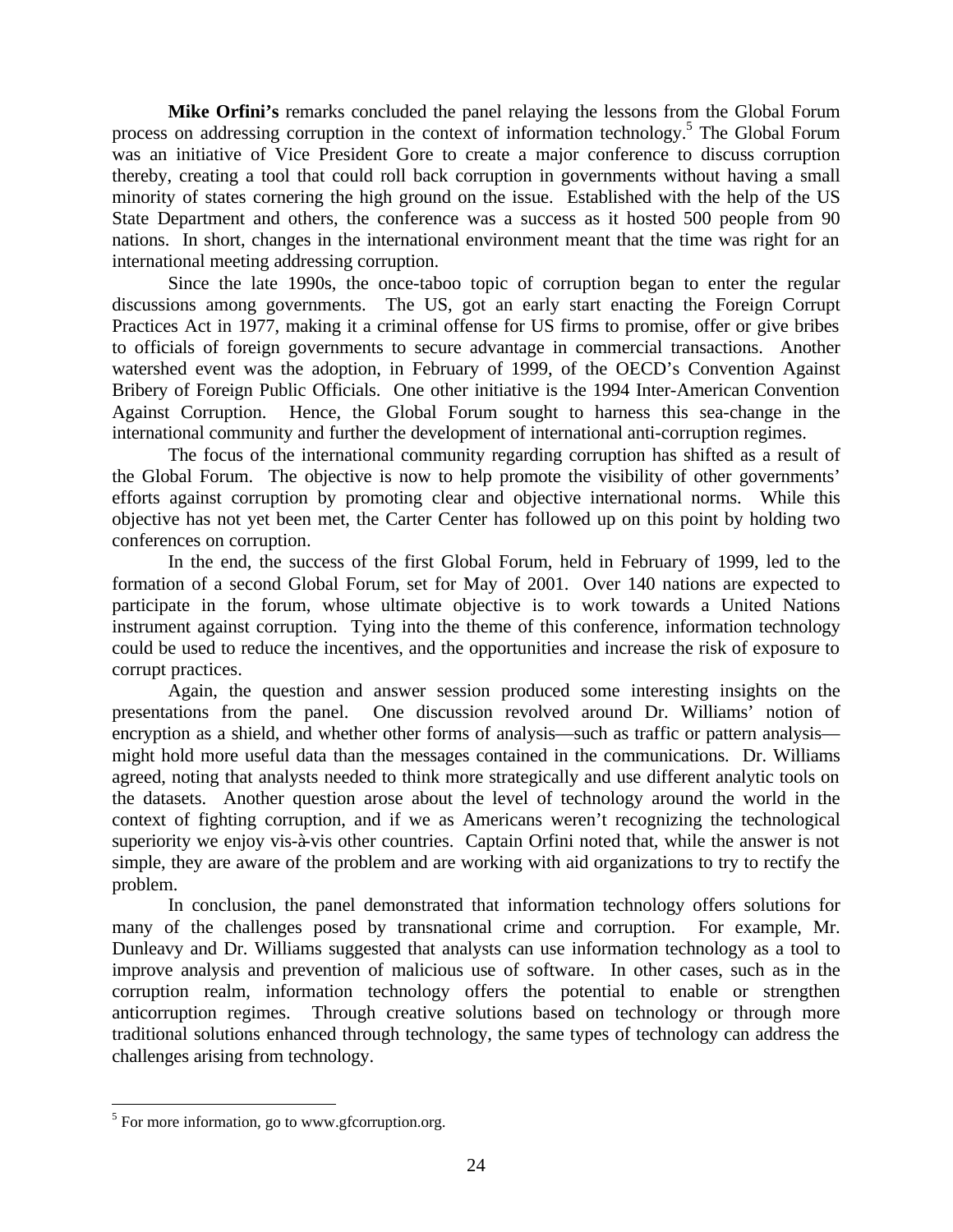**Mike Orfini's** remarks concluded the panel relaying the lessons from the Global Forum process on addressing corruption in the context of information technology.[5] The Global Forum was an initiative of Vice President Gore to create a major conference to discuss corruption thereby, creating a tool that could roll back corruption in governments without having a small minority of states cornering the high ground on the issue. Established with the help of the US State Department and others, the conference was a success as it hosted 500 people from 90 nations. In short, changes in the international environment meant that the time was right for an international meeting addressing corruption.

Since the late 1990s, the once-taboo topic of corruption began to enter the regular discussions among governments. The US, got an early start enacting the Foreign Corrupt Practices Act in 1977, making it a criminal offense for US firms to promise, offer or give bribes to officials of foreign governments to secure advantage in commercial transactions. Another watershed event was the adoption, in February of 1999, of the OECD's Convention Against Bribery of Foreign Public Officials. One other initiative is the 1994 Inter-American Convention Against Corruption. Hence, the Global Forum sought to harness this sea-change in the international community and further the development of international anti-corruption regimes.

The focus of the international community regarding corruption has shifted as a result of the Global Forum. The objective is now to help promote the visibility of other governments' efforts against corruption by promoting clear and objective international norms. While this objective has not yet been met, the Carter Center has followed up on this point by holding two conferences on corruption.

In the end, the success of the first Global Forum, held in February of 1999, led to the formation of a second Global Forum, set for May of 2001. Over 140 nations are expected to participate in the forum, whose ultimate objective is to work towards a United Nations instrument against corruption. Tying into the theme of this conference, information technology could be used to reduce the incentives, and the opportunities and increase the risk of exposure to corrupt practices.

Again, the question and answer session produced some interesting insights on the presentations from the panel. One discussion revolved around Dr. Williams' notion of encryption as a shield, and whether other forms of analysis—such as traffic or pattern analysis—might hold more useful data than the messages contained in the communications. Dr. Williams agreed, noting that analysts needed to think more strategically and use different analytic tools on the datasets. Another question arose about the level of technology around the world in the context of fighting corruption, and if we as Americans weren't recognizing the technological superiority we enjoy vis-à-vis other countries. Captain Orfini noted that, while the answer is not simple, they are aware of the problem and are working with aid organizations to try to rectify the problem.

In conclusion, the panel demonstrated that information technology offers solutions for many of the challenges posed by transnational crime and corruption. For example, Mr. Dunleavy and Dr. Williams suggested that analysts can use information technology as a tool to improve analysis and prevention of malicious use of software. In other cases, such as in the corruption realm, information technology offers the potential to enable or strengthen anticorruption regimes. Through creative solutions based on technology or through more traditional solutions enhanced through technology, the same types of technology can address the challenges arising from technology.

---

[5] For more information, go to www.gfcorruption.org.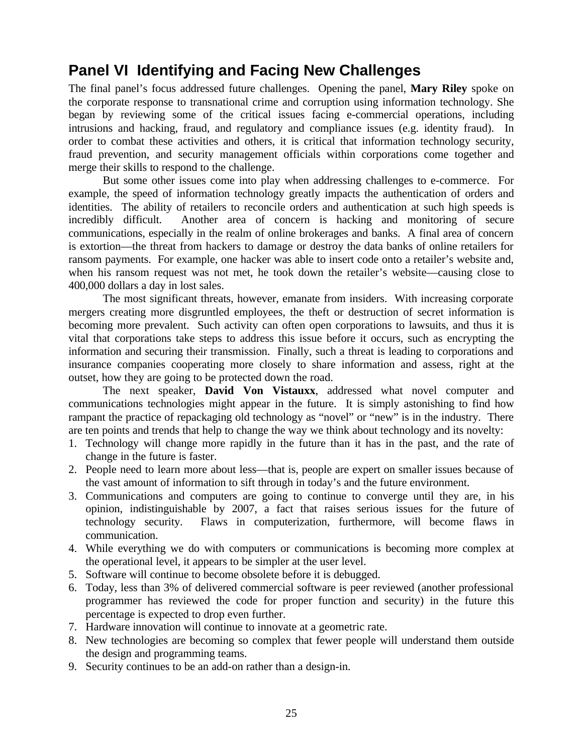## Panel VI  Identifying and Facing New Challenges

The final panel's focus addressed future challenges. Opening the panel, **Mary Riley** spoke on the corporate response to transnational crime and corruption using information technology. She began by reviewing some of the critical issues facing e-commercial operations, including intrusions and hacking, fraud, and regulatory and compliance issues (e.g. identity fraud). In order to combat these activities and others, it is critical that information technology security, fraud prevention, and security management officials within corporations come together and merge their skills to respond to the challenge.

But some other issues come into play when addressing challenges to e-commerce. For example, the speed of information technology greatly impacts the authentication of orders and identities. The ability of retailers to reconcile orders and authentication at such high speeds is incredibly difficult. Another area of concern is hacking and monitoring of secure communications, especially in the realm of online brokerages and banks. A final area of concern is extortion—the threat from hackers to damage or destroy the data banks of online retailers for ransom payments. For example, one hacker was able to insert code onto a retailer's website and, when his ransom request was not met, he took down the retailer's website—causing close to 400,000 dollars a day in lost sales.

The most significant threats, however, emanate from insiders. With increasing corporate mergers creating more disgruntled employees, the theft or destruction of secret information is becoming more prevalent. Such activity can often open corporations to lawsuits, and thus it is vital that corporations take steps to address this issue before it occurs, such as encrypting the information and securing their transmission. Finally, such a threat is leading to corporations and insurance companies cooperating more closely to share information and assess, right at the outset, how they are going to be protected down the road.

The next speaker, **David Von Vistauxx**, addressed what novel computer and communications technologies might appear in the future. It is simply astonishing to find how rampant the practice of repackaging old technology as "novel" or "new" is in the industry. There are ten points and trends that help to change the way we think about technology and its novelty:

1. Technology will change more rapidly in the future than it has in the past, and the rate of change in the future is faster.
2. People need to learn more about less—that is, people are expert on smaller issues because of the vast amount of information to sift through in today's and the future environment.
3. Communications and computers are going to continue to converge until they are, in his opinion, indistinguishable by 2007, a fact that raises serious issues for the future of technology security. Flaws in computerization, furthermore, will become flaws in communication.
4. While everything we do with computers or communications is becoming more complex at the operational level, it appears to be simpler at the user level.
5. Software will continue to become obsolete before it is debugged.
6. Today, less than 3% of delivered commercial software is peer reviewed (another professional programmer has reviewed the code for proper function and security) in the future this percentage is expected to drop even further.
7. Hardware innovation will continue to innovate at a geometric rate.
8. New technologies are becoming so complex that fewer people will understand them outside the design and programming teams.
9. Security continues to be an add-on rather than a design-in.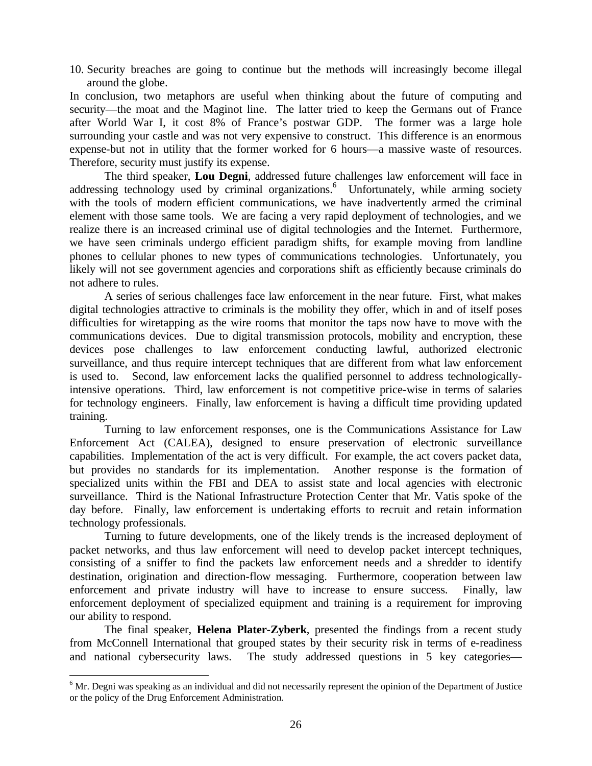10. Security breaches are going to continue but the methods will increasingly become illegal around the globe.

In conclusion, two metaphors are useful when thinking about the future of computing and security—the moat and the Maginot line. The latter tried to keep the Germans out of France after World War I, it cost 8% of France's postwar GDP. The former was a large hole surrounding your castle and was not very expensive to construct. This difference is an enormous expense-but not in utility that the former worked for 6 hours—a massive waste of resources. Therefore, security must justify its expense.

The third speaker, **Lou Degni**, addressed future challenges law enforcement will face in addressing technology used by criminal organizations.[6] Unfortunately, while arming society with the tools of modern efficient communications, we have inadvertently armed the criminal element with those same tools. We are facing a very rapid deployment of technologies, and we realize there is an increased criminal use of digital technologies and the Internet. Furthermore, we have seen criminals undergo efficient paradigm shifts, for example moving from landline phones to cellular phones to new types of communications technologies. Unfortunately, you likely will not see government agencies and corporations shift as efficiently because criminals do not adhere to rules.

A series of serious challenges face law enforcement in the near future. First, what makes digital technologies attractive to criminals is the mobility they offer, which in and of itself poses difficulties for wiretapping as the wire rooms that monitor the taps now have to move with the communications devices. Due to digital transmission protocols, mobility and encryption, these devices pose challenges to law enforcement conducting lawful, authorized electronic surveillance, and thus require intercept techniques that are different from what law enforcement is used to. Second, law enforcement lacks the qualified personnel to address technologically-intensive operations. Third, law enforcement is not competitive price-wise in terms of salaries for technology engineers. Finally, law enforcement is having a difficult time providing updated training.

Turning to law enforcement responses, one is the Communications Assistance for Law Enforcement Act (CALEA), designed to ensure preservation of electronic surveillance capabilities. Implementation of the act is very difficult. For example, the act covers packet data, but provides no standards for its implementation. Another response is the formation of specialized units within the FBI and DEA to assist state and local agencies with electronic surveillance. Third is the National Infrastructure Protection Center that Mr. Vatis spoke of the day before. Finally, law enforcement is undertaking efforts to recruit and retain information technology professionals.

Turning to future developments, one of the likely trends is the increased deployment of packet networks, and thus law enforcement will need to develop packet intercept techniques, consisting of a sniffer to find the packets law enforcement needs and a shredder to identify destination, origination and direction-flow messaging. Furthermore, cooperation between law enforcement and private industry will have to increase to ensure success. Finally, law enforcement deployment of specialized equipment and training is a requirement for improving our ability to respond.

The final speaker, **Helena Plater-Zyberk**, presented the findings from a recent study from McConnell International that grouped states by their security risk in terms of e-readiness and national cybersecurity laws. The study addressed questions in 5 key categories—

[6] Mr. Degni was speaking as an individual and did not necessarily represent the opinion of the Department of Justice or the policy of the Drug Enforcement Administration.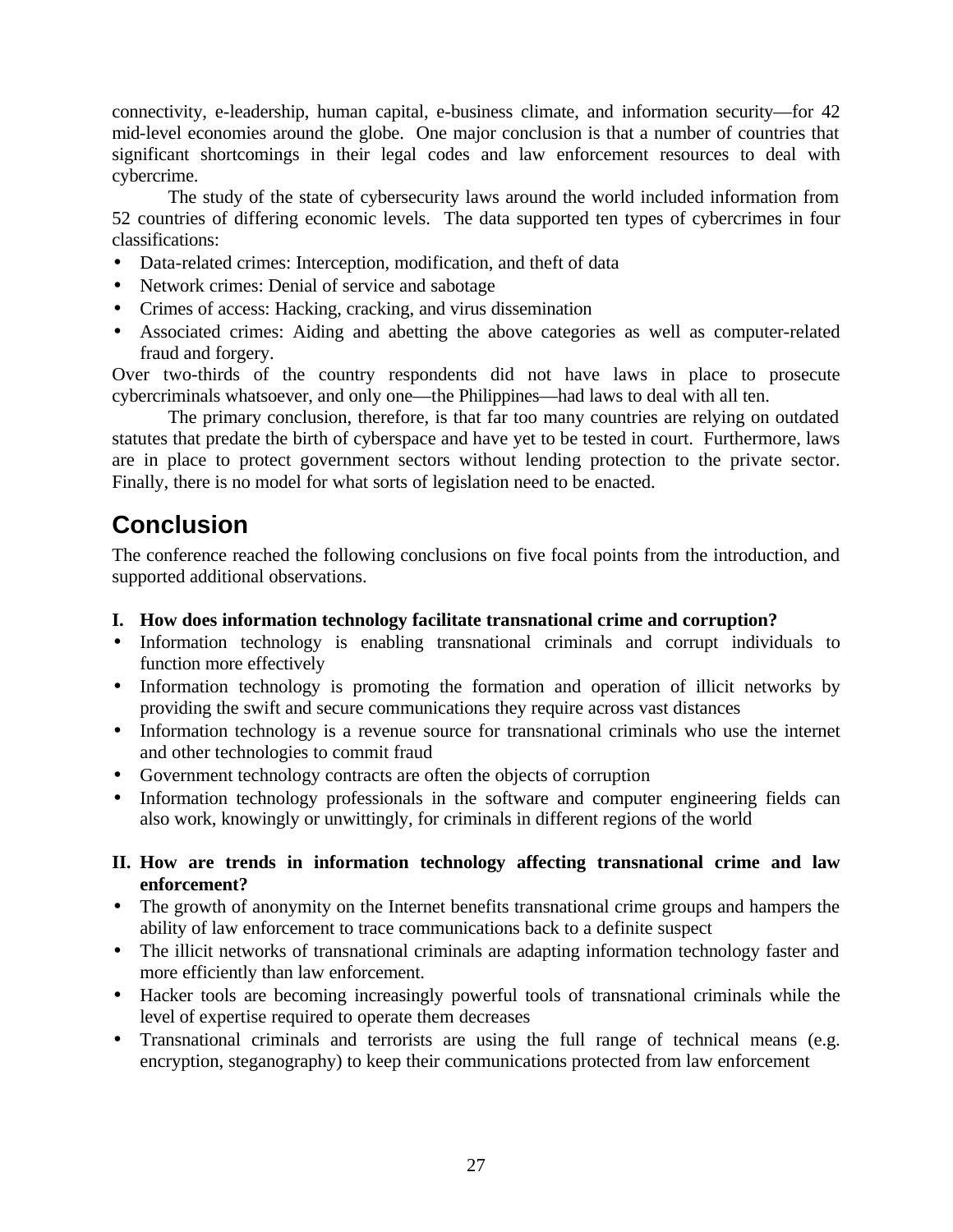connectivity, e-leadership, human capital, e-business climate, and information security—for 42 mid-level economies around the globe. One major conclusion is that a number of countries that significant shortcomings in their legal codes and law enforcement resources to deal with cybercrime.

The study of the state of cybersecurity laws around the world included information from 52 countries of differing economic levels. The data supported ten types of cybercrimes in four classifications:

- Data-related crimes: Interception, modification, and theft of data
- Network crimes: Denial of service and sabotage
- Crimes of access: Hacking, cracking, and virus dissemination
- Associated crimes: Aiding and abetting the above categories as well as computer-related fraud and forgery.

Over two-thirds of the country respondents did not have laws in place to prosecute cybercriminals whatsoever, and only one—the Philippines—had laws to deal with all ten.

The primary conclusion, therefore, is that far too many countries are relying on outdated statutes that predate the birth of cyberspace and have yet to be tested in court. Furthermore, laws are in place to protect government sectors without lending protection to the private sector. Finally, there is no model for what sorts of legislation need to be enacted.

## Conclusion

The conference reached the following conclusions on five focal points from the introduction, and supported additional observations.

**I. How does information technology facilitate transnational crime and corruption?**

- Information technology is enabling transnational criminals and corrupt individuals to function more effectively
- Information technology is promoting the formation and operation of illicit networks by providing the swift and secure communications they require across vast distances
- Information technology is a revenue source for transnational criminals who use the internet and other technologies to commit fraud
- Government technology contracts are often the objects of corruption
- Information technology professionals in the software and computer engineering fields can also work, knowingly or unwittingly, for criminals in different regions of the world

**II. How are trends in information technology affecting transnational crime and law enforcement?**

- The growth of anonymity on the Internet benefits transnational crime groups and hampers the ability of law enforcement to trace communications back to a definite suspect
- The illicit networks of transnational criminals are adapting information technology faster and more efficiently than law enforcement.
- Hacker tools are becoming increasingly powerful tools of transnational criminals while the level of expertise required to operate them decreases
- Transnational criminals and terrorists are using the full range of technical means (e.g. encryption, steganography) to keep their communications protected from law enforcement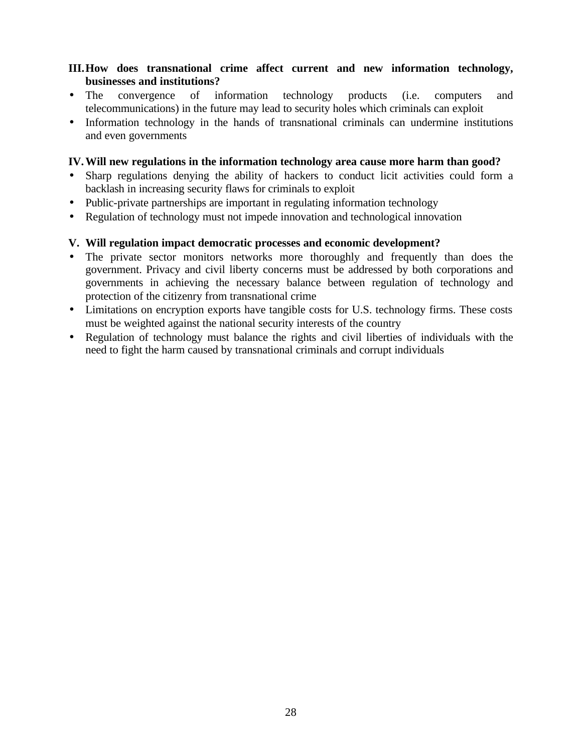**III. How does transnational crime affect current and new information technology, businesses and institutions?**

- The convergence of information technology products (i.e. computers and telecommunications) in the future may lead to security holes which criminals can exploit
- Information technology in the hands of transnational criminals can undermine institutions and even governments

**IV. Will new regulations in the information technology area cause more harm than good?**

- Sharp regulations denying the ability of hackers to conduct licit activities could form a backlash in increasing security flaws for criminals to exploit
- Public-private partnerships are important in regulating information technology
- Regulation of technology must not impede innovation and technological innovation

**V. Will regulation impact democratic processes and economic development?**

- The private sector monitors networks more thoroughly and frequently than does the government. Privacy and civil liberty concerns must be addressed by both corporations and governments in achieving the necessary balance between regulation of technology and protection of the citizenry from transnational crime
- Limitations on encryption exports have tangible costs for U.S. technology firms. These costs must be weighted against the national security interests of the country
- Regulation of technology must balance the rights and civil liberties of individuals with the need to fight the harm caused by transnational criminals and corrupt individuals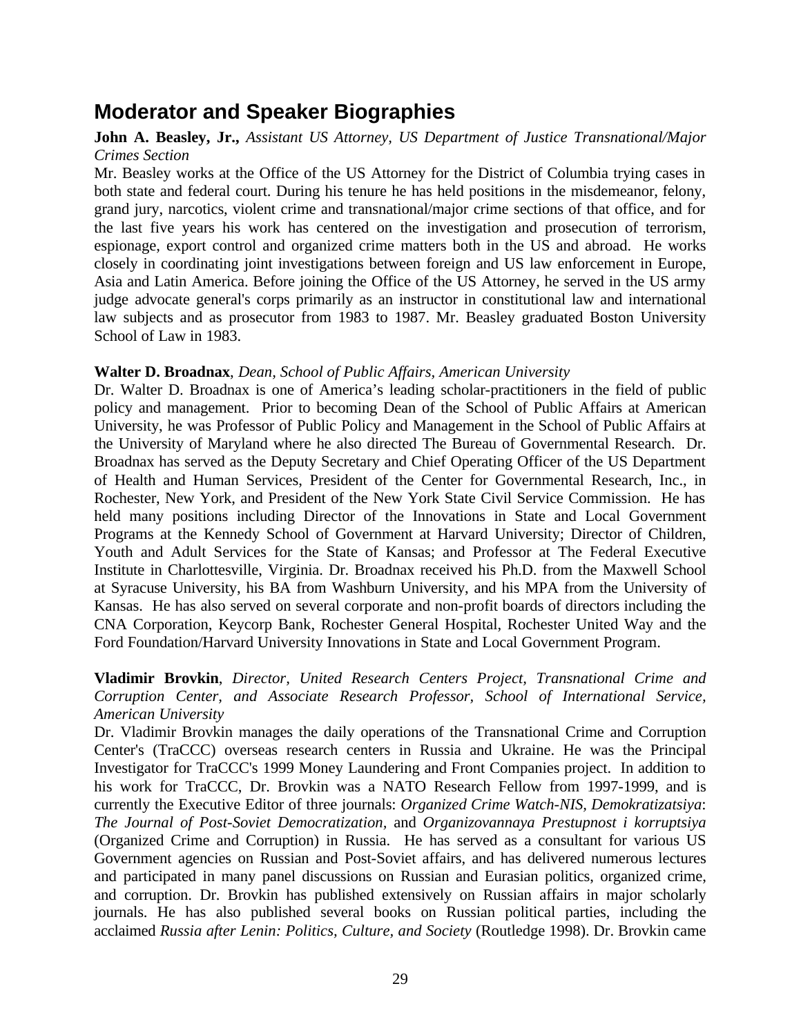## Moderator and Speaker Biographies

**John A. Beasley, Jr.,** *Assistant US Attorney, US Department of Justice Transnational/Major Crimes Section*
Mr. Beasley works at the Office of the US Attorney for the District of Columbia trying cases in both state and federal court. During his tenure he has held positions in the misdemeanor, felony, grand jury, narcotics, violent crime and transnational/major crime sections of that office, and for the last five years his work has centered on the investigation and prosecution of terrorism, espionage, export control and organized crime matters both in the US and abroad. He works closely in coordinating joint investigations between foreign and US law enforcement in Europe, Asia and Latin America. Before joining the Office of the US Attorney, he served in the US army judge advocate general's corps primarily as an instructor in constitutional law and international law subjects and as prosecutor from 1983 to 1987. Mr. Beasley graduated Boston University School of Law in 1983.

**Walter D. Broadnax**, *Dean, School of Public Affairs, American University*
Dr. Walter D. Broadnax is one of America's leading scholar-practitioners in the field of public policy and management. Prior to becoming Dean of the School of Public Affairs at American University, he was Professor of Public Policy and Management in the School of Public Affairs at the University of Maryland where he also directed The Bureau of Governmental Research. Dr. Broadnax has served as the Deputy Secretary and Chief Operating Officer of the US Department of Health and Human Services, President of the Center for Governmental Research, Inc., in Rochester, New York, and President of the New York State Civil Service Commission. He has held many positions including Director of the Innovations in State and Local Government Programs at the Kennedy School of Government at Harvard University; Director of Children, Youth and Adult Services for the State of Kansas; and Professor at The Federal Executive Institute in Charlottesville, Virginia. Dr. Broadnax received his Ph.D. from the Maxwell School at Syracuse University, his BA from Washburn University, and his MPA from the University of Kansas. He has also served on several corporate and non-profit boards of directors including the CNA Corporation, Keycorp Bank, Rochester General Hospital, Rochester United Way and the Ford Foundation/Harvard University Innovations in State and Local Government Program.

**Vladimir Brovkin**, *Director, United Research Centers Project, Transnational Crime and Corruption Center, and Associate Research Professor, School of International Service, American University*
Dr. Vladimir Brovkin manages the daily operations of the Transnational Crime and Corruption Center's (TraCCC) overseas research centers in Russia and Ukraine. He was the Principal Investigator for TraCCC's 1999 Money Laundering and Front Companies project. In addition to his work for TraCCC, Dr. Brovkin was a NATO Research Fellow from 1997-1999, and is currently the Executive Editor of three journals: *Organized Crime Watch-NIS*, *Demokratizatsiya*: *The Journal of Post-Soviet Democratization,* and *Organizovannaya Prestupnost i korruptsiya* (Organized Crime and Corruption) in Russia. He has served as a consultant for various US Government agencies on Russian and Post-Soviet affairs, and has delivered numerous lectures and participated in many panel discussions on Russian and Eurasian politics, organized crime, and corruption. Dr. Brovkin has published extensively on Russian affairs in major scholarly journals. He has also published several books on Russian political parties, including the acclaimed *Russia after Lenin: Politics, Culture, and Society* (Routledge 1998). Dr. Brovkin came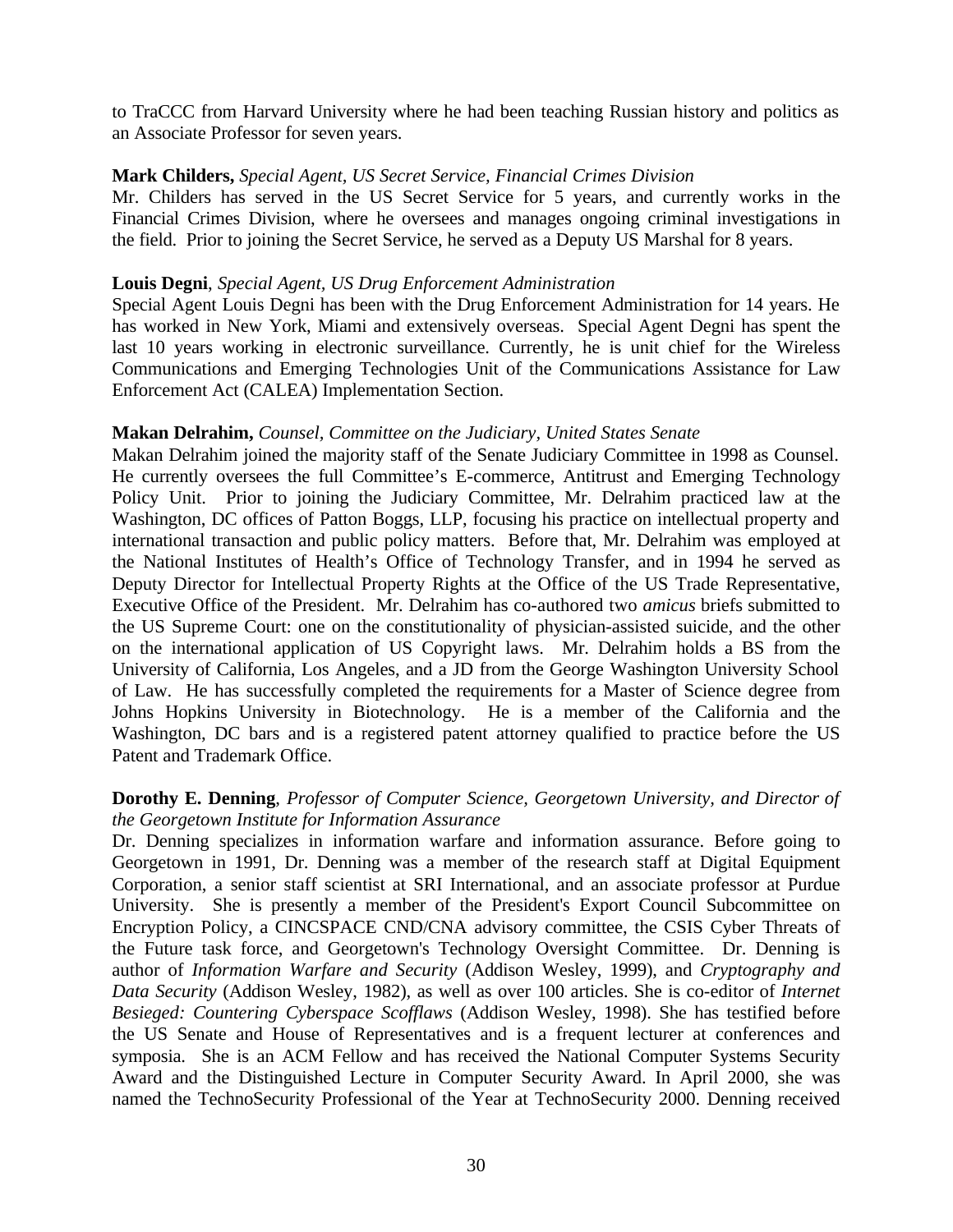to TraCCC from Harvard University where he had been teaching Russian history and politics as an Associate Professor for seven years.

**Mark Childers,** *Special Agent, US Secret Service, Financial Crimes Division*
Mr. Childers has served in the US Secret Service for 5 years, and currently works in the Financial Crimes Division, where he oversees and manages ongoing criminal investigations in the field. Prior to joining the Secret Service, he served as a Deputy US Marshal for 8 years.

**Louis Degni**, *Special Agent, US Drug Enforcement Administration*
Special Agent Louis Degni has been with the Drug Enforcement Administration for 14 years. He has worked in New York, Miami and extensively overseas. Special Agent Degni has spent the last 10 years working in electronic surveillance. Currently, he is unit chief for the Wireless Communications and Emerging Technologies Unit of the Communications Assistance for Law Enforcement Act (CALEA) Implementation Section.

**Makan Delrahim,** *Counsel, Committee on the Judiciary, United States Senate*
Makan Delrahim joined the majority staff of the Senate Judiciary Committee in 1998 as Counsel. He currently oversees the full Committee's E-commerce, Antitrust and Emerging Technology Policy Unit. Prior to joining the Judiciary Committee, Mr. Delrahim practiced law at the Washington, DC offices of Patton Boggs, LLP, focusing his practice on intellectual property and international transaction and public policy matters. Before that, Mr. Delrahim was employed at the National Institutes of Health's Office of Technology Transfer, and in 1994 he served as Deputy Director for Intellectual Property Rights at the Office of the US Trade Representative, Executive Office of the President. Mr. Delrahim has co-authored two *amicus* briefs submitted to the US Supreme Court: one on the constitutionality of physician-assisted suicide, and the other on the international application of US Copyright laws. Mr. Delrahim holds a BS from the University of California, Los Angeles, and a JD from the George Washington University School of Law. He has successfully completed the requirements for a Master of Science degree from Johns Hopkins University in Biotechnology. He is a member of the California and the Washington, DC bars and is a registered patent attorney qualified to practice before the US Patent and Trademark Office.

**Dorothy E. Denning**, *Professor of Computer Science, Georgetown University, and Director of the Georgetown Institute for Information Assurance*
Dr. Denning specializes in information warfare and information assurance. Before going to Georgetown in 1991, Dr. Denning was a member of the research staff at Digital Equipment Corporation, a senior staff scientist at SRI International, and an associate professor at Purdue University. She is presently a member of the President's Export Council Subcommittee on Encryption Policy, a CINCSPACE CND/CNA advisory committee, the CSIS Cyber Threats of the Future task force, and Georgetown's Technology Oversight Committee. Dr. Denning is author of *Information Warfare and Security* (Addison Wesley, 1999), and *Cryptography and Data Security* (Addison Wesley, 1982), as well as over 100 articles. She is co-editor of *Internet Besieged: Countering Cyberspace Scofflaws* (Addison Wesley, 1998). She has testified before the US Senate and House of Representatives and is a frequent lecturer at conferences and symposia. She is an ACM Fellow and has received the National Computer Systems Security Award and the Distinguished Lecture in Computer Security Award. In April 2000, she was named the TechnoSecurity Professional of the Year at TechnoSecurity 2000. Denning received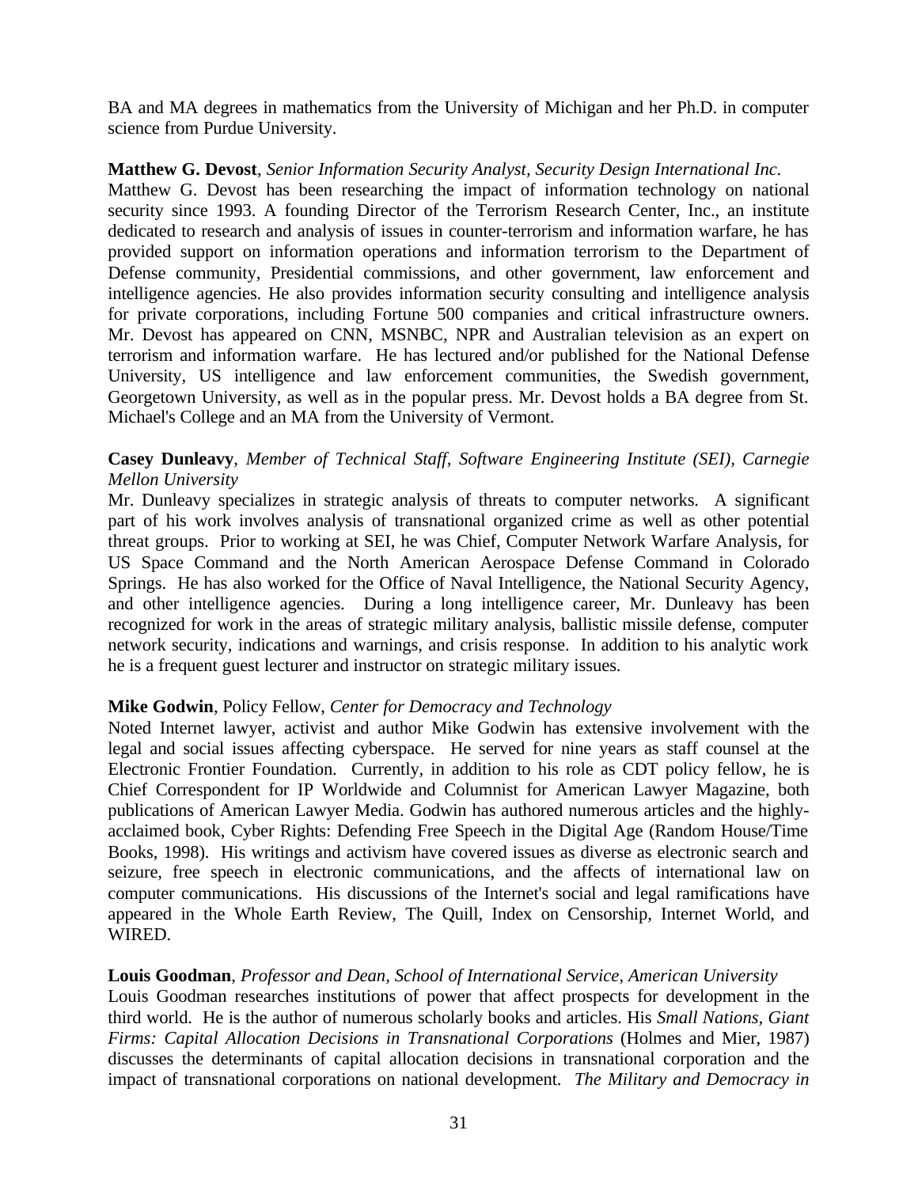BA and MA degrees in mathematics from the University of Michigan and her Ph.D. in computer science from Purdue University.

**Matthew G. Devost**, *Senior Information Security Analyst, Security Design International Inc.*
Matthew G. Devost has been researching the impact of information technology on national security since 1993. A founding Director of the Terrorism Research Center, Inc., an institute dedicated to research and analysis of issues in counter-terrorism and information warfare, he has provided support on information operations and information terrorism to the Department of Defense community, Presidential commissions, and other government, law enforcement and intelligence agencies. He also provides information security consulting and intelligence analysis for private corporations, including Fortune 500 companies and critical infrastructure owners. Mr. Devost has appeared on CNN, MSNBC, NPR and Australian television as an expert on terrorism and information warfare. He has lectured and/or published for the National Defense University, US intelligence and law enforcement communities, the Swedish government, Georgetown University, as well as in the popular press. Mr. Devost holds a BA degree from St. Michael's College and an MA from the University of Vermont.

**Casey Dunleavy**, *Member of Technical Staff, Software Engineering Institute (SEI), Carnegie Mellon University*
Mr. Dunleavy specializes in strategic analysis of threats to computer networks. A significant part of his work involves analysis of transnational organized crime as well as other potential threat groups. Prior to working at SEI, he was Chief, Computer Network Warfare Analysis, for US Space Command and the North American Aerospace Defense Command in Colorado Springs. He has also worked for the Office of Naval Intelligence, the National Security Agency, and other intelligence agencies. During a long intelligence career, Mr. Dunleavy has been recognized for work in the areas of strategic military analysis, ballistic missile defense, computer network security, indications and warnings, and crisis response. In addition to his analytic work he is a frequent guest lecturer and instructor on strategic military issues.

**Mike Godwin**, Policy Fellow, *Center for Democracy and Technology*
Noted Internet lawyer, activist and author Mike Godwin has extensive involvement with the legal and social issues affecting cyberspace. He served for nine years as staff counsel at the Electronic Frontier Foundation. Currently, in addition to his role as CDT policy fellow, he is Chief Correspondent for IP Worldwide and Columnist for American Lawyer Magazine, both publications of American Lawyer Media. Godwin has authored numerous articles and the highly-acclaimed book, Cyber Rights: Defending Free Speech in the Digital Age (Random House/Time Books, 1998). His writings and activism have covered issues as diverse as electronic search and seizure, free speech in electronic communications, and the affects of international law on computer communications. His discussions of the Internet's social and legal ramifications have appeared in the Whole Earth Review, The Quill, Index on Censorship, Internet World, and WIRED.

**Louis Goodman**, *Professor and Dean, School of International Service, American University*
Louis Goodman researches institutions of power that affect prospects for development in the third world. He is the author of numerous scholarly books and articles. His *Small Nations, Giant Firms: Capital Allocation Decisions in Transnational Corporations* (Holmes and Mier, 1987) discusses the determinants of capital allocation decisions in transnational corporation and the impact of transnational corporations on national development. *The Military and Democracy in*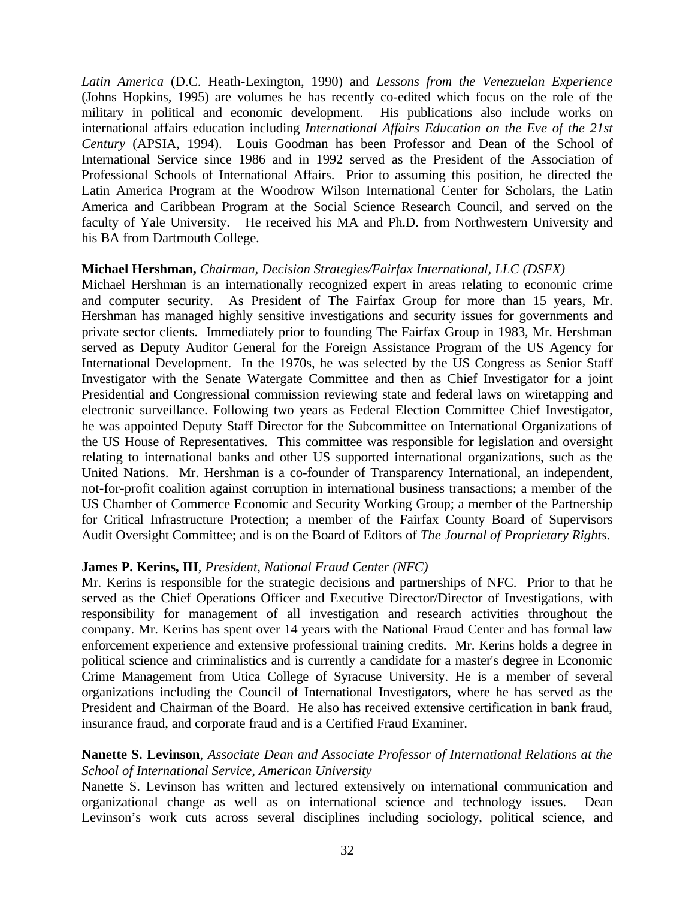*Latin America* (D.C. Heath-Lexington, 1990) and *Lessons from the Venezuelan Experience* (Johns Hopkins, 1995) are volumes he has recently co-edited which focus on the role of the military in political and economic development. His publications also include works on international affairs education including *International Affairs Education on the Eve of the 21st Century* (APSIA, 1994). Louis Goodman has been Professor and Dean of the School of International Service since 1986 and in 1992 served as the President of the Association of Professional Schools of International Affairs. Prior to assuming this position, he directed the Latin America Program at the Woodrow Wilson International Center for Scholars, the Latin America and Caribbean Program at the Social Science Research Council, and served on the faculty of Yale University. He received his MA and Ph.D. from Northwestern University and his BA from Dartmouth College.

**Michael Hershman,** *Chairman, Decision Strategies/Fairfax International, LLC (DSFX)*
Michael Hershman is an internationally recognized expert in areas relating to economic crime and computer security. As President of The Fairfax Group for more than 15 years, Mr. Hershman has managed highly sensitive investigations and security issues for governments and private sector clients. Immediately prior to founding The Fairfax Group in 1983, Mr. Hershman served as Deputy Auditor General for the Foreign Assistance Program of the US Agency for International Development. In the 1970s, he was selected by the US Congress as Senior Staff Investigator with the Senate Watergate Committee and then as Chief Investigator for a joint Presidential and Congressional commission reviewing state and federal laws on wiretapping and electronic surveillance. Following two years as Federal Election Committee Chief Investigator, he was appointed Deputy Staff Director for the Subcommittee on International Organizations of the US House of Representatives. This committee was responsible for legislation and oversight relating to international banks and other US supported international organizations, such as the United Nations. Mr. Hershman is a co-founder of Transparency International, an independent, not-for-profit coalition against corruption in international business transactions; a member of the US Chamber of Commerce Economic and Security Working Group; a member of the Partnership for Critical Infrastructure Protection; a member of the Fairfax County Board of Supervisors Audit Oversight Committee; and is on the Board of Editors of *The Journal of Proprietary Rights*.

**James P. Kerins, III**, *President, National Fraud Center (NFC)*
Mr. Kerins is responsible for the strategic decisions and partnerships of NFC. Prior to that he served as the Chief Operations Officer and Executive Director/Director of Investigations, with responsibility for management of all investigation and research activities throughout the company. Mr. Kerins has spent over 14 years with the National Fraud Center and has formal law enforcement experience and extensive professional training credits. Mr. Kerins holds a degree in political science and criminalistics and is currently a candidate for a master's degree in Economic Crime Management from Utica College of Syracuse University. He is a member of several organizations including the Council of International Investigators, where he has served as the President and Chairman of the Board. He also has received extensive certification in bank fraud, insurance fraud, and corporate fraud and is a Certified Fraud Examiner.

**Nanette S. Levinson**, *Associate Dean and Associate Professor of International Relations at the School of International Service, American University*
Nanette S. Levinson has written and lectured extensively on international communication and organizational change as well as on international science and technology issues. Dean Levinson's work cuts across several disciplines including sociology, political science, and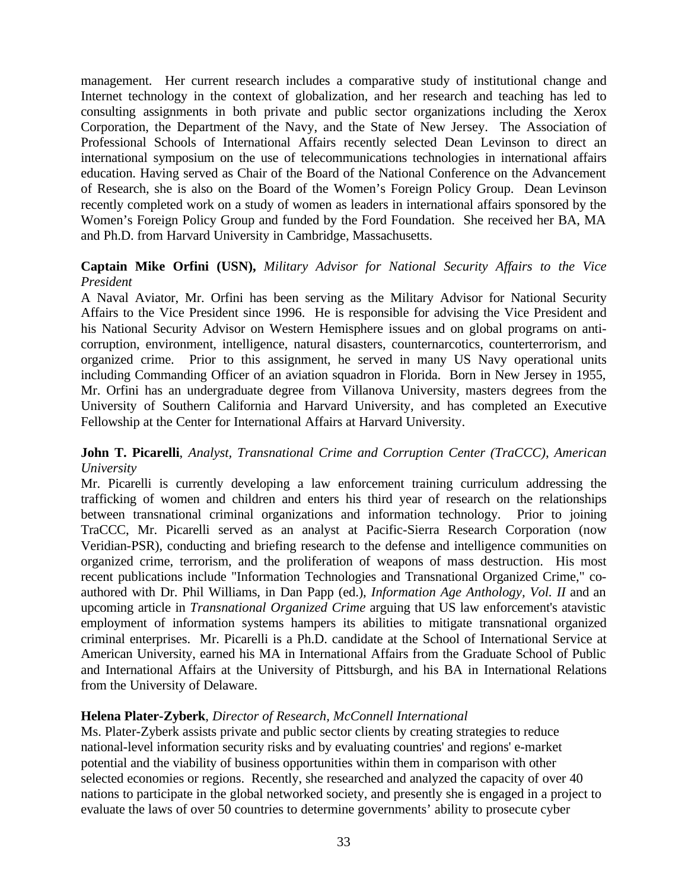management. Her current research includes a comparative study of institutional change and Internet technology in the context of globalization, and her research and teaching has led to consulting assignments in both private and public sector organizations including the Xerox Corporation, the Department of the Navy, and the State of New Jersey. The Association of Professional Schools of International Affairs recently selected Dean Levinson to direct an international symposium on the use of telecommunications technologies in international affairs education. Having served as Chair of the Board of the National Conference on the Advancement of Research, she is also on the Board of the Women's Foreign Policy Group. Dean Levinson recently completed work on a study of women as leaders in international affairs sponsored by the Women's Foreign Policy Group and funded by the Ford Foundation. She received her BA, MA and Ph.D. from Harvard University in Cambridge, Massachusetts.

**Captain Mike Orfini (USN),** *Military Advisor for National Security Affairs to the Vice President*

A Naval Aviator, Mr. Orfini has been serving as the Military Advisor for National Security Affairs to the Vice President since 1996. He is responsible for advising the Vice President and his National Security Advisor on Western Hemisphere issues and on global programs on anti-corruption, environment, intelligence, natural disasters, counternarcotics, counterterrorism, and organized crime. Prior to this assignment, he served in many US Navy operational units including Commanding Officer of an aviation squadron in Florida. Born in New Jersey in 1955, Mr. Orfini has an undergraduate degree from Villanova University, masters degrees from the University of Southern California and Harvard University, and has completed an Executive Fellowship at the Center for International Affairs at Harvard University.

**John T. Picarelli**, *Analyst, Transnational Crime and Corruption Center (TraCCC), American University*

Mr. Picarelli is currently developing a law enforcement training curriculum addressing the trafficking of women and children and enters his third year of research on the relationships between transnational criminal organizations and information technology. Prior to joining TraCCC, Mr. Picarelli served as an analyst at Pacific-Sierra Research Corporation (now Veridian-PSR), conducting and briefing research to the defense and intelligence communities on organized crime, terrorism, and the proliferation of weapons of mass destruction. His most recent publications include "Information Technologies and Transnational Organized Crime," co-authored with Dr. Phil Williams, in Dan Papp (ed.), *Information Age Anthology, Vol. II* and an upcoming article in *Transnational Organized Crime* arguing that US law enforcement's atavistic employment of information systems hampers its abilities to mitigate transnational organized criminal enterprises. Mr. Picarelli is a Ph.D. candidate at the School of International Service at American University, earned his MA in International Affairs from the Graduate School of Public and International Affairs at the University of Pittsburgh, and his BA in International Relations from the University of Delaware.

**Helena Plater-Zyberk**, *Director of Research, McConnell International*

Ms. Plater-Zyberk assists private and public sector clients by creating strategies to reduce national-level information security risks and by evaluating countries' and regions' e-market potential and the viability of business opportunities within them in comparison with other selected economies or regions. Recently, she researched and analyzed the capacity of over 40 nations to participate in the global networked society, and presently she is engaged in a project to evaluate the laws of over 50 countries to determine governments' ability to prosecute cyber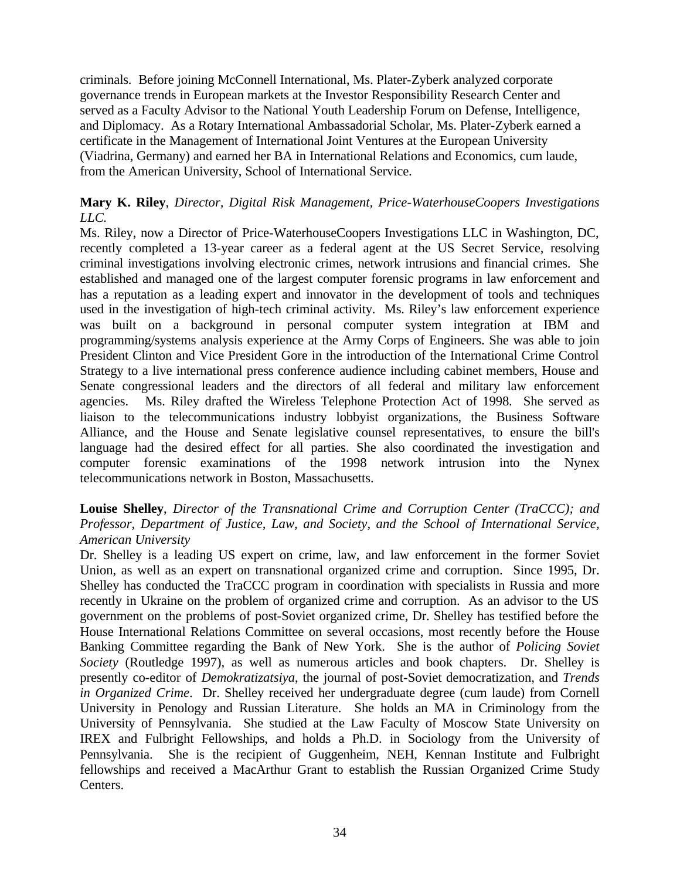criminals. Before joining McConnell International, Ms. Plater-Zyberk analyzed corporate governance trends in European markets at the Investor Responsibility Research Center and served as a Faculty Advisor to the National Youth Leadership Forum on Defense, Intelligence, and Diplomacy. As a Rotary International Ambassadorial Scholar, Ms. Plater-Zyberk earned a certificate in the Management of International Joint Ventures at the European University (Viadrina, Germany) and earned her BA in International Relations and Economics, cum laude, from the American University, School of International Service.

**Mary K. Riley**, *Director, Digital Risk Management, Price-WaterhouseCoopers Investigations LLC.*
Ms. Riley, now a Director of Price-WaterhouseCoopers Investigations LLC in Washington, DC, recently completed a 13-year career as a federal agent at the US Secret Service, resolving criminal investigations involving electronic crimes, network intrusions and financial crimes. She established and managed one of the largest computer forensic programs in law enforcement and has a reputation as a leading expert and innovator in the development of tools and techniques used in the investigation of high-tech criminal activity. Ms. Riley's law enforcement experience was built on a background in personal computer system integration at IBM and programming/systems analysis experience at the Army Corps of Engineers. She was able to join President Clinton and Vice President Gore in the introduction of the International Crime Control Strategy to a live international press conference audience including cabinet members, House and Senate congressional leaders and the directors of all federal and military law enforcement agencies. Ms. Riley drafted the Wireless Telephone Protection Act of 1998. She served as liaison to the telecommunications industry lobbyist organizations, the Business Software Alliance, and the House and Senate legislative counsel representatives, to ensure the bill's language had the desired effect for all parties. She also coordinated the investigation and computer forensic examinations of the 1998 network intrusion into the Nynex telecommunications network in Boston, Massachusetts.

**Louise Shelley**, *Director of the Transnational Crime and Corruption Center (TraCCC); and Professor, Department of Justice, Law, and Society, and the School of International Service, American University*
Dr. Shelley is a leading US expert on crime, law, and law enforcement in the former Soviet Union, as well as an expert on transnational organized crime and corruption. Since 1995, Dr. Shelley has conducted the TraCCC program in coordination with specialists in Russia and more recently in Ukraine on the problem of organized crime and corruption. As an advisor to the US government on the problems of post-Soviet organized crime, Dr. Shelley has testified before the House International Relations Committee on several occasions, most recently before the House Banking Committee regarding the Bank of New York. She is the author of *Policing Soviet Society* (Routledge 1997), as well as numerous articles and book chapters. Dr. Shelley is presently co-editor of *Demokratizatsiya*, the journal of post-Soviet democratization, and *Trends in Organized Crime*. Dr. Shelley received her undergraduate degree (cum laude) from Cornell University in Penology and Russian Literature. She holds an MA in Criminology from the University of Pennsylvania. She studied at the Law Faculty of Moscow State University on IREX and Fulbright Fellowships, and holds a Ph.D. in Sociology from the University of Pennsylvania. She is the recipient of Guggenheim, NEH, Kennan Institute and Fulbright fellowships and received a MacArthur Grant to establish the Russian Organized Crime Study Centers.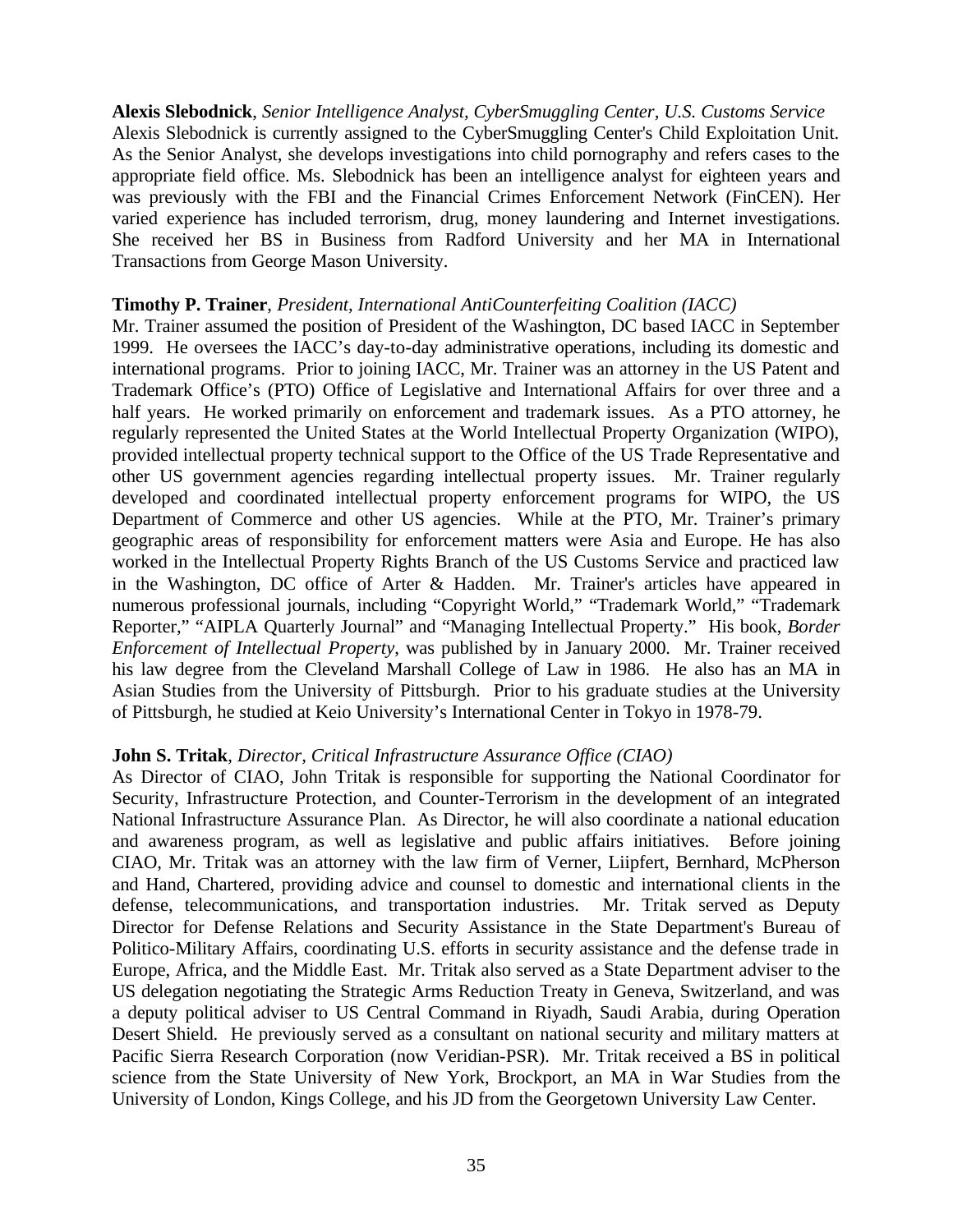**Alexis Slebodnick**, *Senior Intelligence Analyst, CyberSmuggling Center, U.S. Customs Service*
Alexis Slebodnick is currently assigned to the CyberSmuggling Center's Child Exploitation Unit. As the Senior Analyst, she develops investigations into child pornography and refers cases to the appropriate field office. Ms. Slebodnick has been an intelligence analyst for eighteen years and was previously with the FBI and the Financial Crimes Enforcement Network (FinCEN). Her varied experience has included terrorism, drug, money laundering and Internet investigations. She received her BS in Business from Radford University and her MA in International Transactions from George Mason University.

**Timothy P. Trainer**, *President, International AntiCounterfeiting Coalition (IACC)*
Mr. Trainer assumed the position of President of the Washington, DC based IACC in September 1999. He oversees the IACC's day-to-day administrative operations, including its domestic and international programs. Prior to joining IACC, Mr. Trainer was an attorney in the US Patent and Trademark Office's (PTO) Office of Legislative and International Affairs for over three and a half years. He worked primarily on enforcement and trademark issues. As a PTO attorney, he regularly represented the United States at the World Intellectual Property Organization (WIPO), provided intellectual property technical support to the Office of the US Trade Representative and other US government agencies regarding intellectual property issues. Mr. Trainer regularly developed and coordinated intellectual property enforcement programs for WIPO, the US Department of Commerce and other US agencies. While at the PTO, Mr. Trainer's primary geographic areas of responsibility for enforcement matters were Asia and Europe. He has also worked in the Intellectual Property Rights Branch of the US Customs Service and practiced law in the Washington, DC office of Arter & Hadden. Mr. Trainer's articles have appeared in numerous professional journals, including "Copyright World," "Trademark World," "Trademark Reporter," "AIPLA Quarterly Journal" and "Managing Intellectual Property." His book, *Border Enforcement of Intellectual Property*, was published by in January 2000. Mr. Trainer received his law degree from the Cleveland Marshall College of Law in 1986. He also has an MA in Asian Studies from the University of Pittsburgh. Prior to his graduate studies at the University of Pittsburgh, he studied at Keio University's International Center in Tokyo in 1978-79.

**John S. Tritak**, *Director, Critical Infrastructure Assurance Office (CIAO)*
As Director of CIAO, John Tritak is responsible for supporting the National Coordinator for Security, Infrastructure Protection, and Counter-Terrorism in the development of an integrated National Infrastructure Assurance Plan. As Director, he will also coordinate a national education and awareness program, as well as legislative and public affairs initiatives. Before joining CIAO, Mr. Tritak was an attorney with the law firm of Verner, Liipfert, Bernhard, McPherson and Hand, Chartered, providing advice and counsel to domestic and international clients in the defense, telecommunications, and transportation industries. Mr. Tritak served as Deputy Director for Defense Relations and Security Assistance in the State Department's Bureau of Politico-Military Affairs, coordinating U.S. efforts in security assistance and the defense trade in Europe, Africa, and the Middle East. Mr. Tritak also served as a State Department adviser to the US delegation negotiating the Strategic Arms Reduction Treaty in Geneva, Switzerland, and was a deputy political adviser to US Central Command in Riyadh, Saudi Arabia, during Operation Desert Shield. He previously served as a consultant on national security and military matters at Pacific Sierra Research Corporation (now Veridian-PSR). Mr. Tritak received a BS in political science from the State University of New York, Brockport, an MA in War Studies from the University of London, Kings College, and his JD from the Georgetown University Law Center.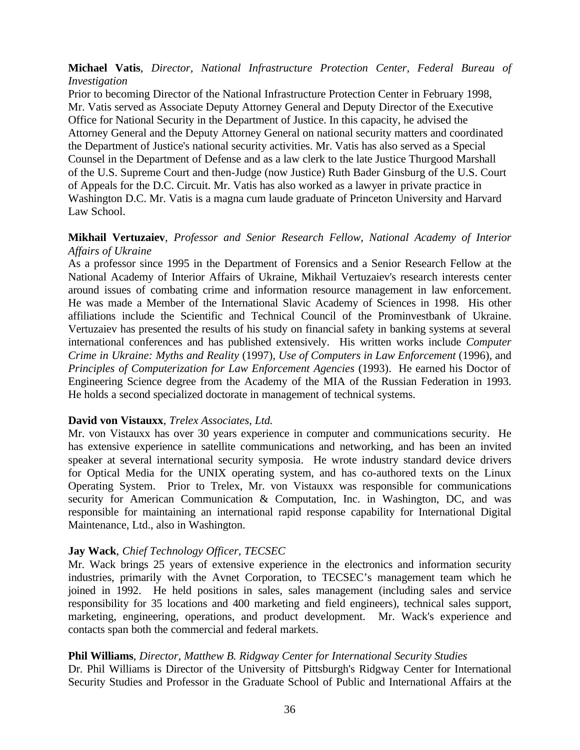**Michael Vatis**, *Director, National Infrastructure Protection Center, Federal Bureau of Investigation*

Prior to becoming Director of the National Infrastructure Protection Center in February 1998, Mr. Vatis served as Associate Deputy Attorney General and Deputy Director of the Executive Office for National Security in the Department of Justice. In this capacity, he advised the Attorney General and the Deputy Attorney General on national security matters and coordinated the Department of Justice's national security activities. Mr. Vatis has also served as a Special Counsel in the Department of Defense and as a law clerk to the late Justice Thurgood Marshall of the U.S. Supreme Court and then-Judge (now Justice) Ruth Bader Ginsburg of the U.S. Court of Appeals for the D.C. Circuit. Mr. Vatis has also worked as a lawyer in private practice in Washington D.C. Mr. Vatis is a magna cum laude graduate of Princeton University and Harvard Law School.

**Mikhail Vertuzaiev**, *Professor and Senior Research Fellow, National Academy of Interior Affairs of Ukraine*

As a professor since 1995 in the Department of Forensics and a Senior Research Fellow at the National Academy of Interior Affairs of Ukraine, Mikhail Vertuzaiev's research interests center around issues of combating crime and information resource management in law enforcement. He was made a Member of the International Slavic Academy of Sciences in 1998. His other affiliations include the Scientific and Technical Council of the Prominvestbank of Ukraine. Vertuzaiev has presented the results of his study on financial safety in banking systems at several international conferences and has published extensively. His written works include *Computer Crime in Ukraine: Myths and Reality* (1997), *Use of Computers in Law Enforcement* (1996), and *Principles of Computerization for Law Enforcement Agencies* (1993). He earned his Doctor of Engineering Science degree from the Academy of the MIA of the Russian Federation in 1993. He holds a second specialized doctorate in management of technical systems.

**David von Vistauxx**, *Trelex Associates, Ltd.*

Mr. von Vistauxx has over 30 years experience in computer and communications security. He has extensive experience in satellite communications and networking, and has been an invited speaker at several international security symposia. He wrote industry standard device drivers for Optical Media for the UNIX operating system, and has co-authored texts on the Linux Operating System. Prior to Trelex, Mr. von Vistauxx was responsible for communications security for American Communication & Computation, Inc. in Washington, DC, and was responsible for maintaining an international rapid response capability for International Digital Maintenance, Ltd., also in Washington.

**Jay Wack**, *Chief Technology Officer, TECSEC*

Mr. Wack brings 25 years of extensive experience in the electronics and information security industries, primarily with the Avnet Corporation, to TECSEC's management team which he joined in 1992. He held positions in sales, sales management (including sales and service responsibility for 35 locations and 400 marketing and field engineers), technical sales support, marketing, engineering, operations, and product development. Mr. Wack's experience and contacts span both the commercial and federal markets.

**Phil Williams**, *Director, Matthew B. Ridgway Center for International Security Studies*

Dr. Phil Williams is Director of the University of Pittsburgh's Ridgway Center for International Security Studies and Professor in the Graduate School of Public and International Affairs at the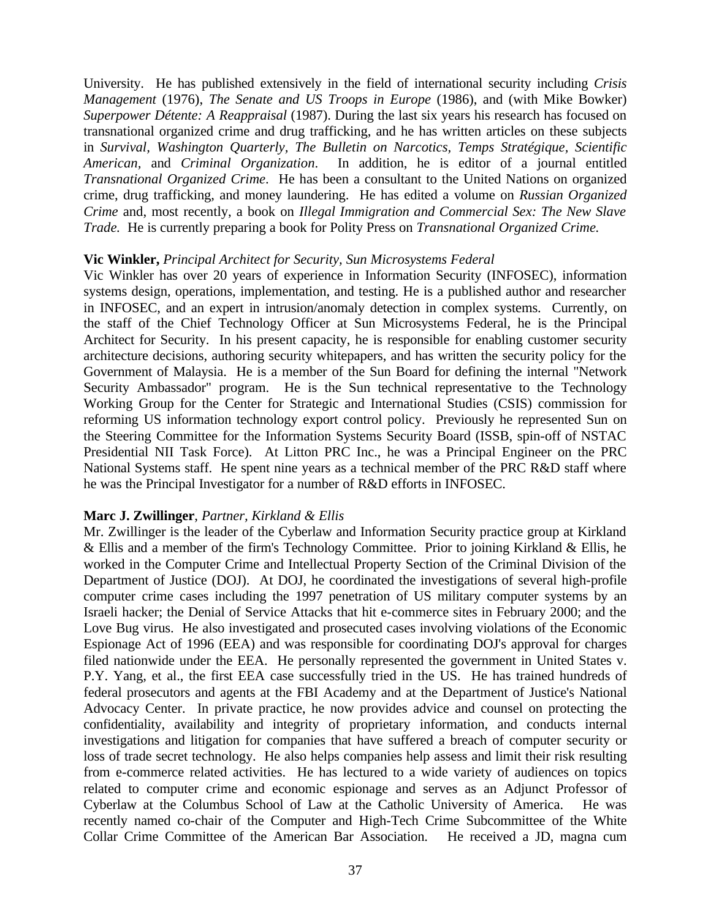University. He has published extensively in the field of international security including *Crisis Management* (1976), *The Senate and US Troops in Europe* (1986), and (with Mike Bowker) *Superpower Détente: A Reappraisal* (1987). During the last six years his research has focused on transnational organized crime and drug trafficking, and he has written articles on these subjects in *Survival*, *Washington Quarterly*, *The Bulletin on Narcotics*, *Temps Stratégique*, *Scientific American*, and *Criminal Organization*. In addition, he is editor of a journal entitled *Transnational Organized Crime*. He has been a consultant to the United Nations on organized crime, drug trafficking, and money laundering. He has edited a volume on *Russian Organized Crime* and, most recently, a book on *Illegal Immigration and Commercial Sex: The New Slave Trade.* He is currently preparing a book for Polity Press on *Transnational Organized Crime.*

**Vic Winkler,** *Principal Architect for Security, Sun Microsystems Federal*

Vic Winkler has over 20 years of experience in Information Security (INFOSEC), information systems design, operations, implementation, and testing. He is a published author and researcher in INFOSEC, and an expert in intrusion/anomaly detection in complex systems. Currently, on the staff of the Chief Technology Officer at Sun Microsystems Federal, he is the Principal Architect for Security. In his present capacity, he is responsible for enabling customer security architecture decisions, authoring security whitepapers, and has written the security policy for the Government of Malaysia. He is a member of the Sun Board for defining the internal "Network Security Ambassador" program. He is the Sun technical representative to the Technology Working Group for the Center for Strategic and International Studies (CSIS) commission for reforming US information technology export control policy. Previously he represented Sun on the Steering Committee for the Information Systems Security Board (ISSB, spin-off of NSTAC Presidential NII Task Force). At Litton PRC Inc., he was a Principal Engineer on the PRC National Systems staff. He spent nine years as a technical member of the PRC R&D staff where he was the Principal Investigator for a number of R&D efforts in INFOSEC.

**Marc J. Zwillinger**, *Partner, Kirkland & Ellis*

Mr. Zwillinger is the leader of the Cyberlaw and Information Security practice group at Kirkland & Ellis and a member of the firm's Technology Committee. Prior to joining Kirkland & Ellis, he worked in the Computer Crime and Intellectual Property Section of the Criminal Division of the Department of Justice (DOJ). At DOJ, he coordinated the investigations of several high-profile computer crime cases including the 1997 penetration of US military computer systems by an Israeli hacker; the Denial of Service Attacks that hit e-commerce sites in February 2000; and the Love Bug virus. He also investigated and prosecuted cases involving violations of the Economic Espionage Act of 1996 (EEA) and was responsible for coordinating DOJ's approval for charges filed nationwide under the EEA. He personally represented the government in United States v. P.Y. Yang, et al., the first EEA case successfully tried in the US. He has trained hundreds of federal prosecutors and agents at the FBI Academy and at the Department of Justice's National Advocacy Center. In private practice, he now provides advice and counsel on protecting the confidentiality, availability and integrity of proprietary information, and conducts internal investigations and litigation for companies that have suffered a breach of computer security or loss of trade secret technology. He also helps companies help assess and limit their risk resulting from e-commerce related activities. He has lectured to a wide variety of audiences on topics related to computer crime and economic espionage and serves as an Adjunct Professor of Cyberlaw at the Columbus School of Law at the Catholic University of America. He was recently named co-chair of the Computer and High-Tech Crime Subcommittee of the White Collar Crime Committee of the American Bar Association. He received a JD, magna cum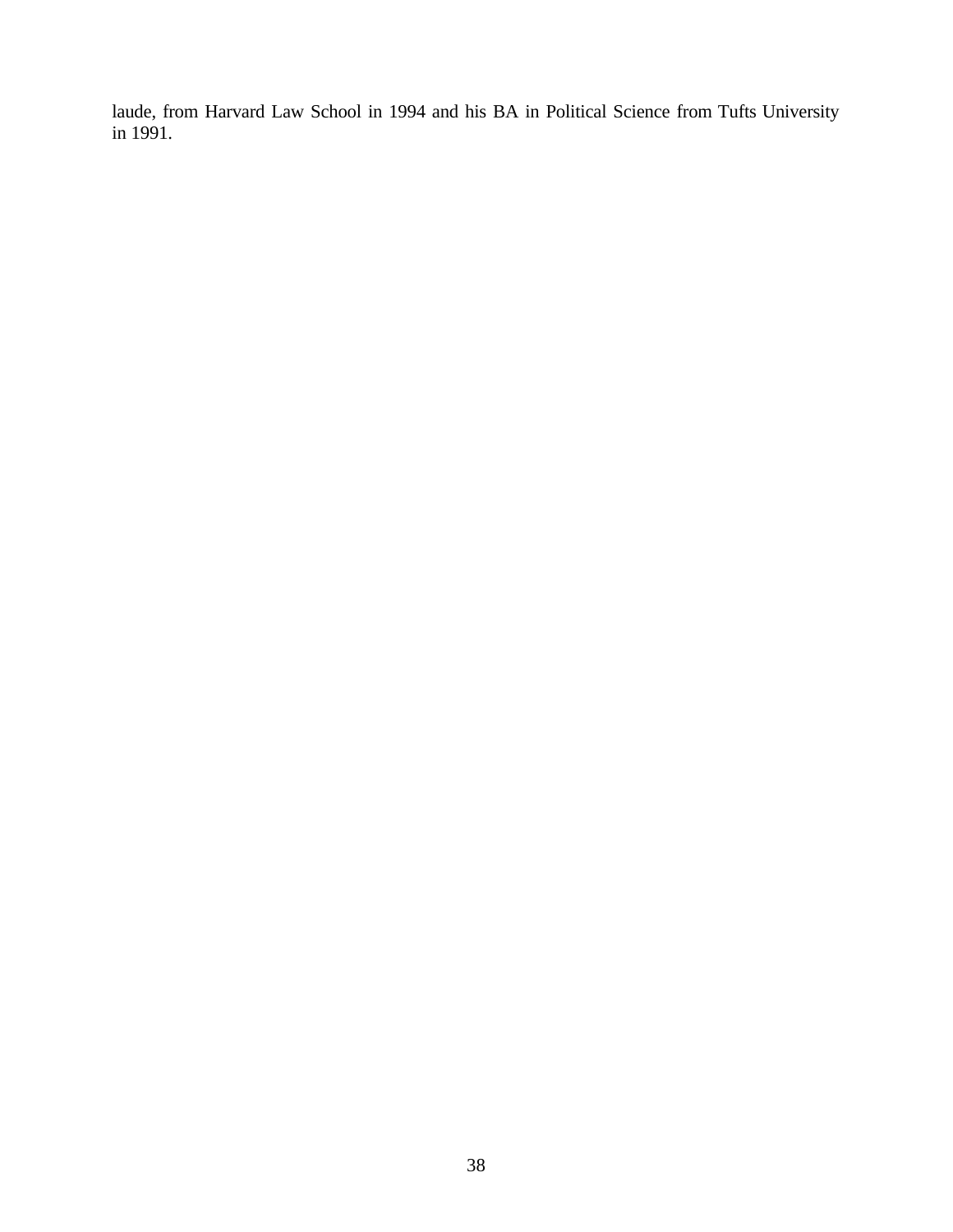laude, from Harvard Law School in 1994 and his BA in Political Science from Tufts University in 1991.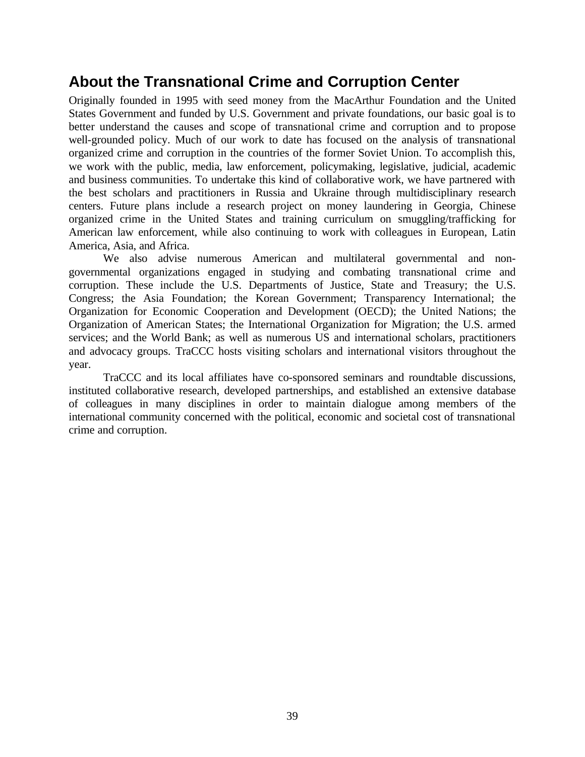## About the Transnational Crime and Corruption Center

Originally founded in 1995 with seed money from the MacArthur Foundation and the United States Government and funded by U.S. Government and private foundations, our basic goal is to better understand the causes and scope of transnational crime and corruption and to propose well-grounded policy. Much of our work to date has focused on the analysis of transnational organized crime and corruption in the countries of the former Soviet Union. To accomplish this, we work with the public, media, law enforcement, policymaking, legislative, judicial, academic and business communities. To undertake this kind of collaborative work, we have partnered with the best scholars and practitioners in Russia and Ukraine through multidisciplinary research centers. Future plans include a research project on money laundering in Georgia, Chinese organized crime in the United States and training curriculum on smuggling/trafficking for American law enforcement, while also continuing to work with colleagues in European, Latin America, Asia, and Africa.

We also advise numerous American and multilateral governmental and non-governmental organizations engaged in studying and combating transnational crime and corruption. These include the U.S. Departments of Justice, State and Treasury; the U.S. Congress; the Asia Foundation; the Korean Government; Transparency International; the Organization for Economic Cooperation and Development (OECD); the United Nations; the Organization of American States; the International Organization for Migration; the U.S. armed services; and the World Bank; as well as numerous US and international scholars, practitioners and advocacy groups. TraCCC hosts visiting scholars and international visitors throughout the year.

TraCCC and its local affiliates have co-sponsored seminars and roundtable discussions, instituted collaborative research, developed partnerships, and established an extensive database of colleagues in many disciplines in order to maintain dialogue among members of the international community concerned with the political, economic and societal cost of transnational crime and corruption.